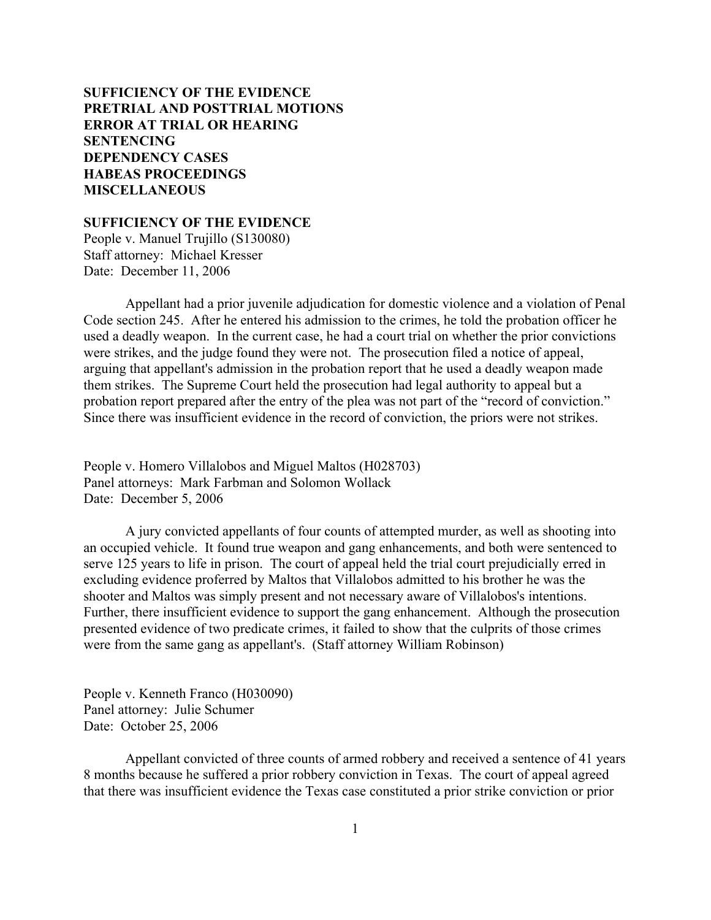**SUFFICIENCY OF THE EVIDENCE**
**PRETRIAL AND POSTTRIAL MOTIONS**
**ERROR AT TRIAL OR HEARING**
**SENTENCING**
**DEPENDENCY CASES**
**HABEAS PROCEEDINGS**
**MISCELLANEOUS**

## SUFFICIENCY OF THE EVIDENCE

People v. Manuel Trujillo (S130080)
Staff attorney: Michael Kresser
Date: December 11, 2006

Appellant had a prior juvenile adjudication for domestic violence and a violation of Penal Code section 245. After he entered his admission to the crimes, he told the probation officer he used a deadly weapon. In the current case, he had a court trial on whether the prior convictions were strikes, and the judge found they were not. The prosecution filed a notice of appeal, arguing that appellant's admission in the probation report that he used a deadly weapon made them strikes. The Supreme Court held the prosecution had legal authority to appeal but a probation report prepared after the entry of the plea was not part of the "record of conviction." Since there was insufficient evidence in the record of conviction, the priors were not strikes.

People v. Homero Villalobos and Miguel Maltos (H028703)
Panel attorneys: Mark Farbman and Solomon Wollack
Date: December 5, 2006

A jury convicted appellants of four counts of attempted murder, as well as shooting into an occupied vehicle. It found true weapon and gang enhancements, and both were sentenced to serve 125 years to life in prison. The court of appeal held the trial court prejudicially erred in excluding evidence proferred by Maltos that Villalobos admitted to his brother he was the shooter and Maltos was simply present and not necessary aware of Villalobos's intentions. Further, there insufficient evidence to support the gang enhancement. Although the prosecution presented evidence of two predicate crimes, it failed to show that the culprits of those crimes were from the same gang as appellant's. (Staff attorney William Robinson)

People v. Kenneth Franco (H030090)
Panel attorney: Julie Schumer
Date: October 25, 2006

Appellant convicted of three counts of armed robbery and received a sentence of 41 years 8 months because he suffered a prior robbery conviction in Texas. The court of appeal agreed that there was insufficient evidence the Texas case constituted a prior strike conviction or prior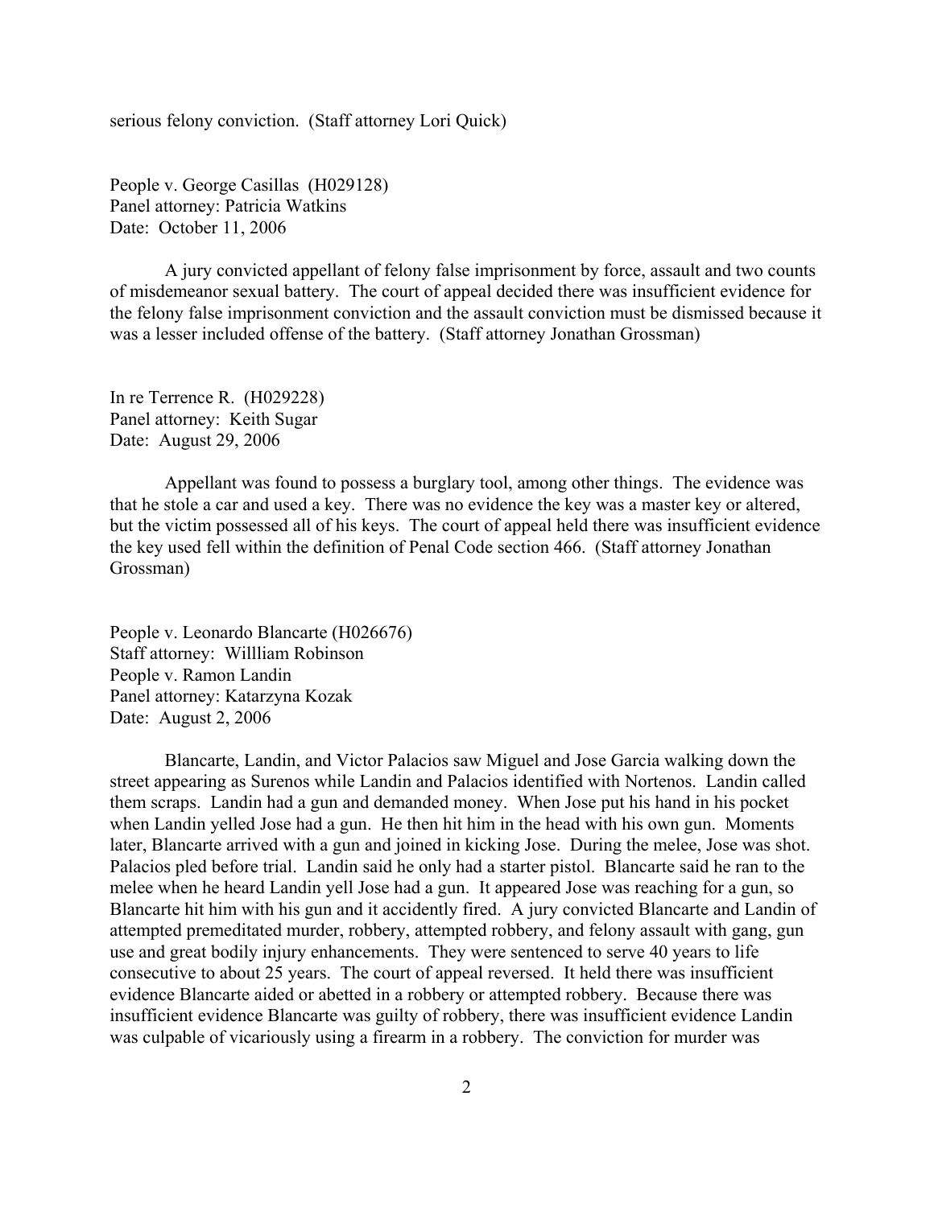serious felony conviction. (Staff attorney Lori Quick)

People v. George Casillas (H029128)
Panel attorney: Patricia Watkins
Date: October 11, 2006

A jury convicted appellant of felony false imprisonment by force, assault and two counts of misdemeanor sexual battery. The court of appeal decided there was insufficient evidence for the felony false imprisonment conviction and the assault conviction must be dismissed because it was a lesser included offense of the battery. (Staff attorney Jonathan Grossman)

In re Terrence R. (H029228)
Panel attorney: Keith Sugar
Date: August 29, 2006

Appellant was found to possess a burglary tool, among other things. The evidence was that he stole a car and used a key. There was no evidence the key was a master key or altered, but the victim possessed all of his keys. The court of appeal held there was insufficient evidence the key used fell within the definition of Penal Code section 466. (Staff attorney Jonathan Grossman)

People v. Leonardo Blancarte (H026676)
Staff attorney: Willliam Robinson
People v. Ramon Landin
Panel attorney: Katarzyna Kozak
Date: August 2, 2006

Blancarte, Landin, and Victor Palacios saw Miguel and Jose Garcia walking down the street appearing as Surenos while Landin and Palacios identified with Nortenos. Landin called them scraps. Landin had a gun and demanded money. When Jose put his hand in his pocket when Landin yelled Jose had a gun. He then hit him in the head with his own gun. Moments later, Blancarte arrived with a gun and joined in kicking Jose. During the melee, Jose was shot. Palacios pled before trial. Landin said he only had a starter pistol. Blancarte said he ran to the melee when he heard Landin yell Jose had a gun. It appeared Jose was reaching for a gun, so Blancarte hit him with his gun and it accidently fired. A jury convicted Blancarte and Landin of attempted premeditated murder, robbery, attempted robbery, and felony assault with gang, gun use and great bodily injury enhancements. They were sentenced to serve 40 years to life consecutive to about 25 years. The court of appeal reversed. It held there was insufficient evidence Blancarte aided or abetted in a robbery or attempted robbery. Because there was insufficient evidence Blancarte was guilty of robbery, there was insufficient evidence Landin was culpable of vicariously using a firearm in a robbery. The conviction for murder was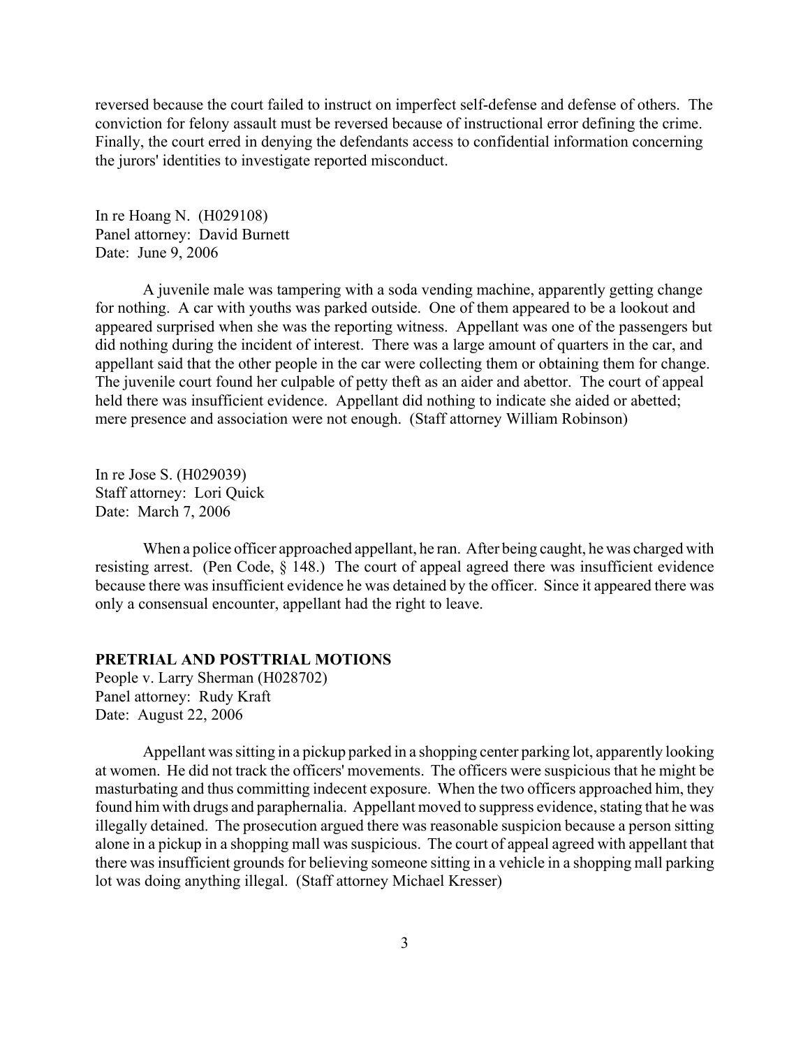reversed because the court failed to instruct on imperfect self-defense and defense of others. The conviction for felony assault must be reversed because of instructional error defining the crime. Finally, the court erred in denying the defendants access to confidential information concerning the jurors' identities to investigate reported misconduct.

In re Hoang N. (H029108)
Panel attorney: David Burnett
Date: June 9, 2006

A juvenile male was tampering with a soda vending machine, apparently getting change for nothing. A car with youths was parked outside. One of them appeared to be a lookout and appeared surprised when she was the reporting witness. Appellant was one of the passengers but did nothing during the incident of interest. There was a large amount of quarters in the car, and appellant said that the other people in the car were collecting them or obtaining them for change. The juvenile court found her culpable of petty theft as an aider and abettor. The court of appeal held there was insufficient evidence. Appellant did nothing to indicate she aided or abetted; mere presence and association were not enough. (Staff attorney William Robinson)

In re Jose S. (H029039)
Staff attorney: Lori Quick
Date: March 7, 2006

When a police officer approached appellant, he ran. After being caught, he was charged with resisting arrest. (Pen Code, § 148.) The court of appeal agreed there was insufficient evidence because there was insufficient evidence he was detained by the officer. Since it appeared there was only a consensual encounter, appellant had the right to leave.

**PRETRIAL AND POSTTRIAL MOTIONS**

People v. Larry Sherman (H028702)
Panel attorney: Rudy Kraft
Date: August 22, 2006

Appellant was sitting in a pickup parked in a shopping center parking lot, apparently looking at women. He did not track the officers' movements. The officers were suspicious that he might be masturbating and thus committing indecent exposure. When the two officers approached him, they found him with drugs and paraphernalia. Appellant moved to suppress evidence, stating that he was illegally detained. The prosecution argued there was reasonable suspicion because a person sitting alone in a pickup in a shopping mall was suspicious. The court of appeal agreed with appellant that there was insufficient grounds for believing someone sitting in a vehicle in a shopping mall parking lot was doing anything illegal. (Staff attorney Michael Kresser)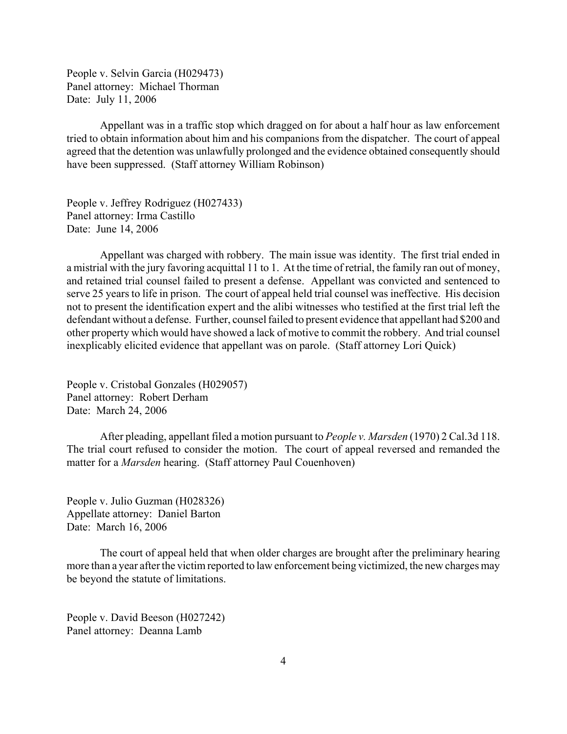People v. Selvin Garcia (H029473)
Panel attorney: Michael Thorman
Date: July 11, 2006

Appellant was in a traffic stop which dragged on for about a half hour as law enforcement tried to obtain information about him and his companions from the dispatcher. The court of appeal agreed that the detention was unlawfully prolonged and the evidence obtained consequently should have been suppressed. (Staff attorney William Robinson)

People v. Jeffrey Rodriguez (H027433)
Panel attorney: Irma Castillo
Date: June 14, 2006

Appellant was charged with robbery. The main issue was identity. The first trial ended in a mistrial with the jury favoring acquittal 11 to 1. At the time of retrial, the family ran out of money, and retained trial counsel failed to present a defense. Appellant was convicted and sentenced to serve 25 years to life in prison. The court of appeal held trial counsel was ineffective. His decision not to present the identification expert and the alibi witnesses who testified at the first trial left the defendant without a defense. Further, counsel failed to present evidence that appellant had $200 and other property which would have showed a lack of motive to commit the robbery. And trial counsel inexplicably elicited evidence that appellant was on parole. (Staff attorney Lori Quick)

People v. Cristobal Gonzales (H029057)
Panel attorney: Robert Derham
Date: March 24, 2006

After pleading, appellant filed a motion pursuant to *People v. Marsden* (1970) 2 Cal.3d 118. The trial court refused to consider the motion. The court of appeal reversed and remanded the matter for a *Marsden* hearing. (Staff attorney Paul Couenhoven)

People v. Julio Guzman (H028326)
Appellate attorney: Daniel Barton
Date: March 16, 2006

The court of appeal held that when older charges are brought after the preliminary hearing more than a year after the victim reported to law enforcement being victimized, the new charges may be beyond the statute of limitations.

People v. David Beeson (H027242)
Panel attorney: Deanna Lamb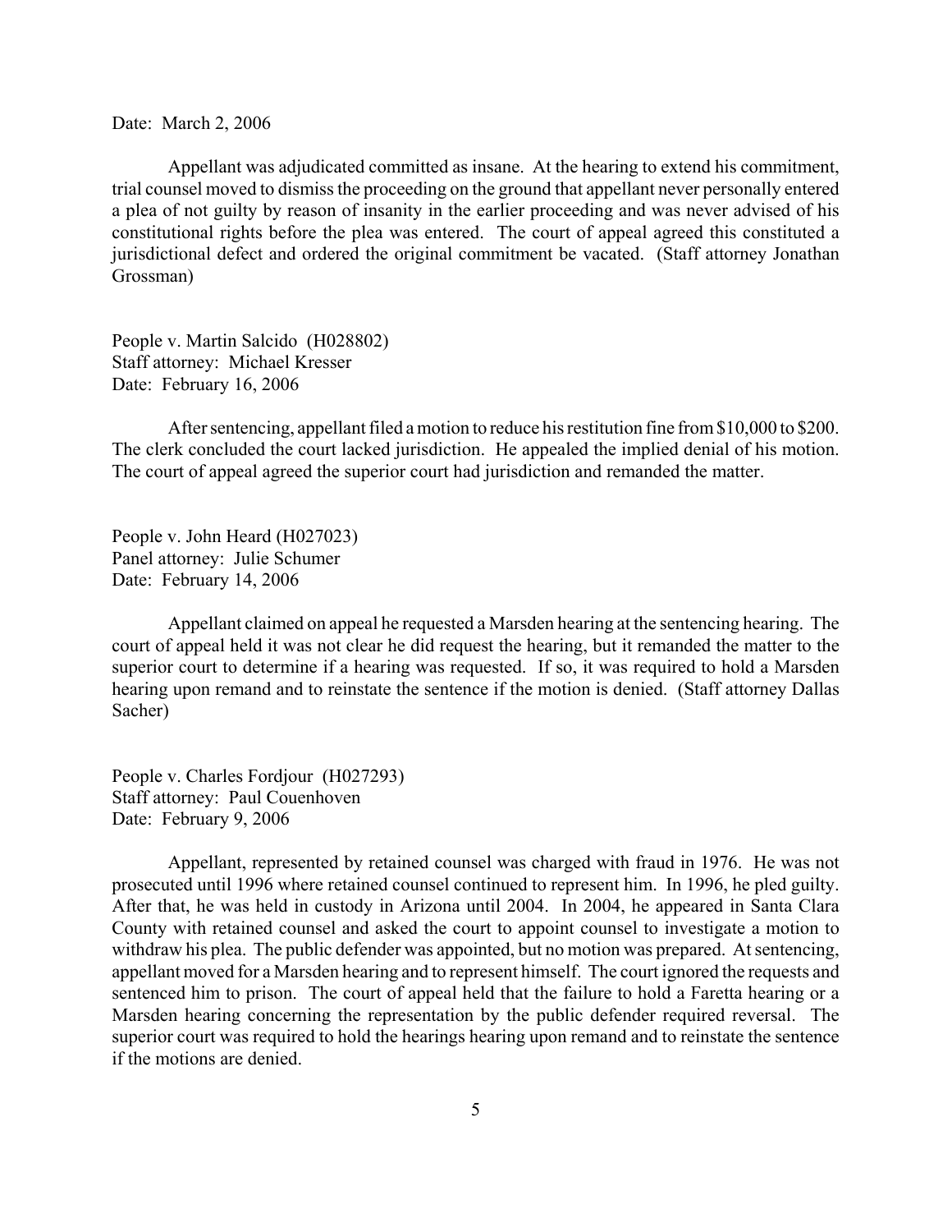Date: March 2, 2006

Appellant was adjudicated committed as insane. At the hearing to extend his commitment, trial counsel moved to dismiss the proceeding on the ground that appellant never personally entered a plea of not guilty by reason of insanity in the earlier proceeding and was never advised of his constitutional rights before the plea was entered. The court of appeal agreed this constituted a jurisdictional defect and ordered the original commitment be vacated. (Staff attorney Jonathan Grossman)

People v. Martin Salcido (H028802)
Staff attorney: Michael Kresser
Date: February 16, 2006

After sentencing, appellant filed a motion to reduce his restitution fine from $10,000 to $200. The clerk concluded the court lacked jurisdiction. He appealed the implied denial of his motion. The court of appeal agreed the superior court had jurisdiction and remanded the matter.

People v. John Heard (H027023)
Panel attorney: Julie Schumer
Date: February 14, 2006

Appellant claimed on appeal he requested a Marsden hearing at the sentencing hearing. The court of appeal held it was not clear he did request the hearing, but it remanded the matter to the superior court to determine if a hearing was requested. If so, it was required to hold a Marsden hearing upon remand and to reinstate the sentence if the motion is denied. (Staff attorney Dallas Sacher)

People v. Charles Fordjour (H027293)
Staff attorney: Paul Couenhoven
Date: February 9, 2006

Appellant, represented by retained counsel was charged with fraud in 1976. He was not prosecuted until 1996 where retained counsel continued to represent him. In 1996, he pled guilty. After that, he was held in custody in Arizona until 2004. In 2004, he appeared in Santa Clara County with retained counsel and asked the court to appoint counsel to investigate a motion to withdraw his plea. The public defender was appointed, but no motion was prepared. At sentencing, appellant moved for a Marsden hearing and to represent himself. The court ignored the requests and sentenced him to prison. The court of appeal held that the failure to hold a Faretta hearing or a Marsden hearing concerning the representation by the public defender required reversal. The superior court was required to hold the hearings hearing upon remand and to reinstate the sentence if the motions are denied.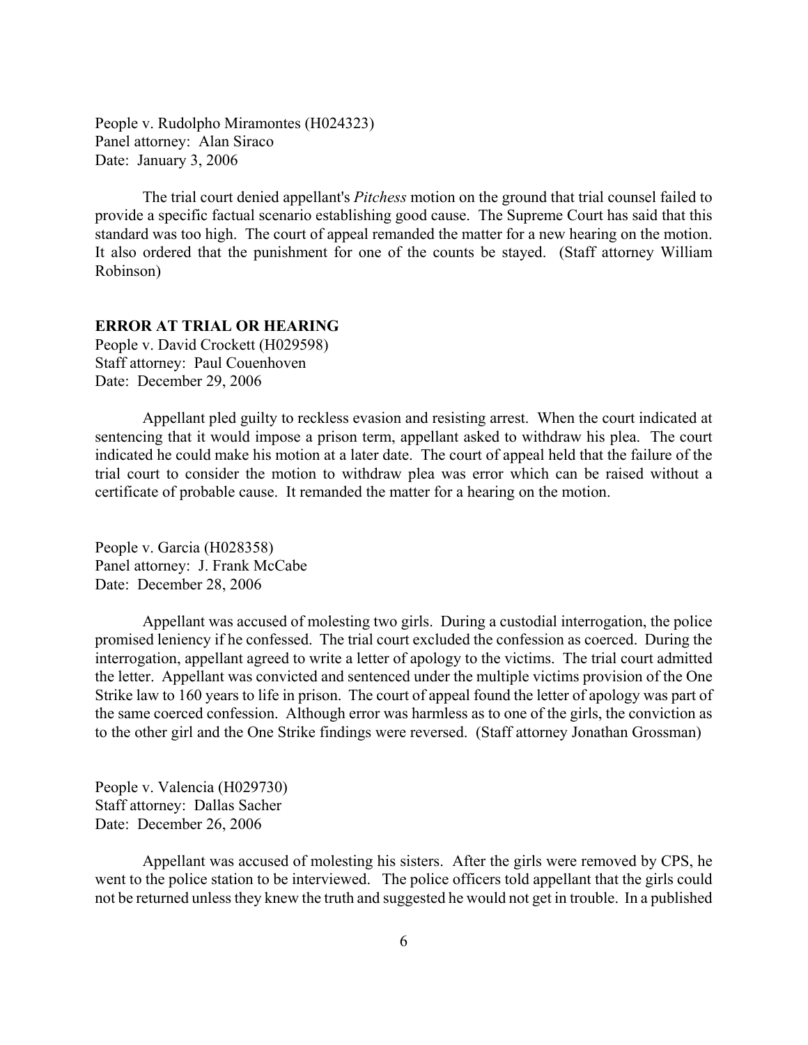People v. Rudolpho Miramontes (H024323)
Panel attorney: Alan Siraco
Date: January 3, 2006

The trial court denied appellant's *Pitchess* motion on the ground that trial counsel failed to provide a specific factual scenario establishing good cause. The Supreme Court has said that this standard was too high. The court of appeal remanded the matter for a new hearing on the motion. It also ordered that the punishment for one of the counts be stayed. (Staff attorney William Robinson)

**ERROR AT TRIAL OR HEARING**

People v. David Crockett (H029598)
Staff attorney: Paul Couenhoven
Date: December 29, 2006

Appellant pled guilty to reckless evasion and resisting arrest. When the court indicated at sentencing that it would impose a prison term, appellant asked to withdraw his plea. The court indicated he could make his motion at a later date. The court of appeal held that the failure of the trial court to consider the motion to withdraw plea was error which can be raised without a certificate of probable cause. It remanded the matter for a hearing on the motion.

People v. Garcia (H028358)
Panel attorney: J. Frank McCabe
Date: December 28, 2006

Appellant was accused of molesting two girls. During a custodial interrogation, the police promised leniency if he confessed. The trial court excluded the confession as coerced. During the interrogation, appellant agreed to write a letter of apology to the victims. The trial court admitted the letter. Appellant was convicted and sentenced under the multiple victims provision of the One Strike law to 160 years to life in prison. The court of appeal found the letter of apology was part of the same coerced confession. Although error was harmless as to one of the girls, the conviction as to the other girl and the One Strike findings were reversed. (Staff attorney Jonathan Grossman)

People v. Valencia (H029730)
Staff attorney: Dallas Sacher
Date: December 26, 2006

Appellant was accused of molesting his sisters. After the girls were removed by CPS, he went to the police station to be interviewed. The police officers told appellant that the girls could not be returned unless they knew the truth and suggested he would not get in trouble. In a published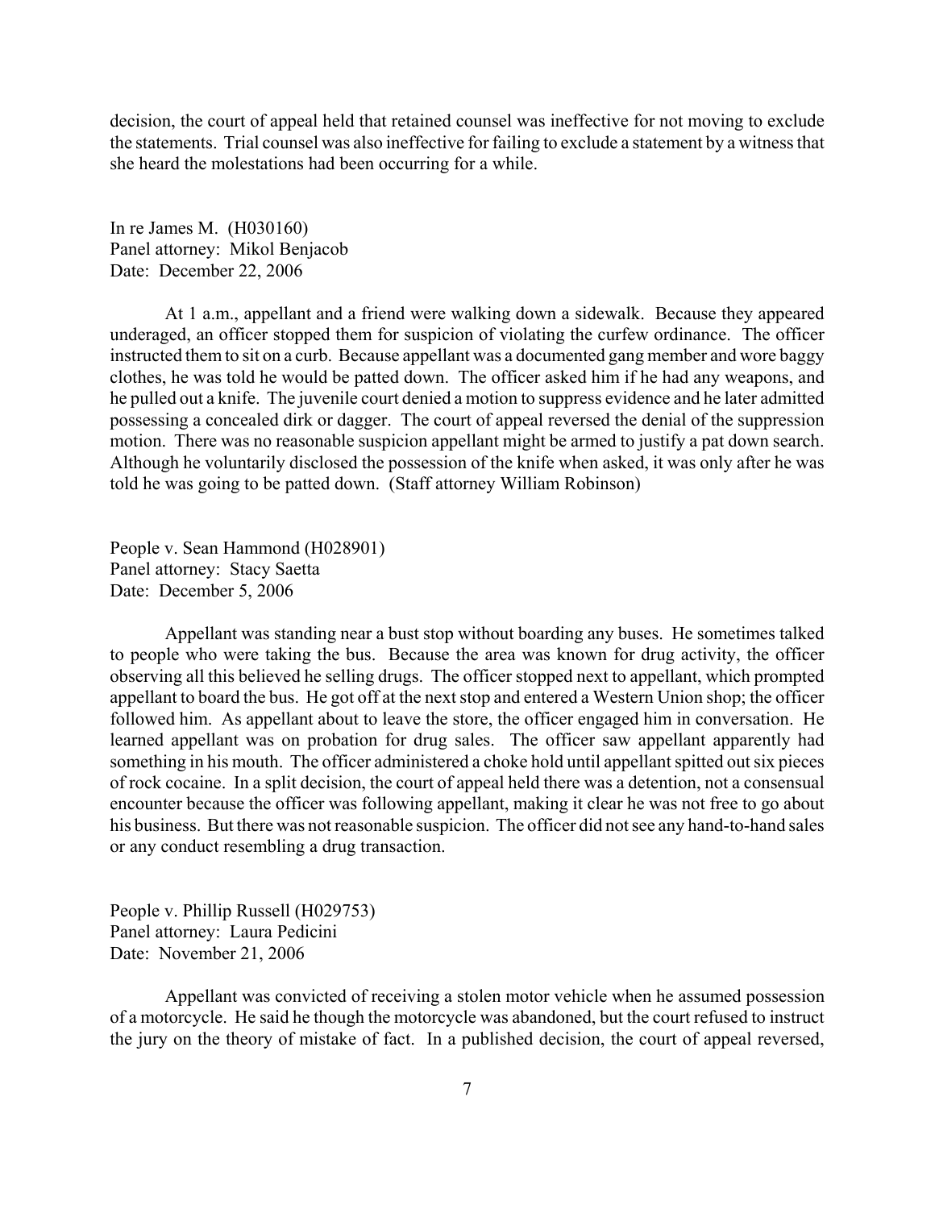decision, the court of appeal held that retained counsel was ineffective for not moving to exclude the statements. Trial counsel was also ineffective for failing to exclude a statement by a witness that she heard the molestations had been occurring for a while.

In re James M. (H030160)
Panel attorney: Mikol Benjacob
Date: December 22, 2006

At 1 a.m., appellant and a friend were walking down a sidewalk. Because they appeared underaged, an officer stopped them for suspicion of violating the curfew ordinance. The officer instructed them to sit on a curb. Because appellant was a documented gang member and wore baggy clothes, he was told he would be patted down. The officer asked him if he had any weapons, and he pulled out a knife. The juvenile court denied a motion to suppress evidence and he later admitted possessing a concealed dirk or dagger. The court of appeal reversed the denial of the suppression motion. There was no reasonable suspicion appellant might be armed to justify a pat down search. Although he voluntarily disclosed the possession of the knife when asked, it was only after he was told he was going to be patted down. (Staff attorney William Robinson)

People v. Sean Hammond (H028901)
Panel attorney: Stacy Saetta
Date: December 5, 2006

Appellant was standing near a bust stop without boarding any buses. He sometimes talked to people who were taking the bus. Because the area was known for drug activity, the officer observing all this believed he selling drugs. The officer stopped next to appellant, which prompted appellant to board the bus. He got off at the next stop and entered a Western Union shop; the officer followed him. As appellant about to leave the store, the officer engaged him in conversation. He learned appellant was on probation for drug sales. The officer saw appellant apparently had something in his mouth. The officer administered a choke hold until appellant spitted out six pieces of rock cocaine. In a split decision, the court of appeal held there was a detention, not a consensual encounter because the officer was following appellant, making it clear he was not free to go about his business. But there was not reasonable suspicion. The officer did not see any hand-to-hand sales or any conduct resembling a drug transaction.

People v. Phillip Russell (H029753)
Panel attorney: Laura Pedicini
Date: November 21, 2006

Appellant was convicted of receiving a stolen motor vehicle when he assumed possession of a motorcycle. He said he though the motorcycle was abandoned, but the court refused to instruct the jury on the theory of mistake of fact. In a published decision, the court of appeal reversed,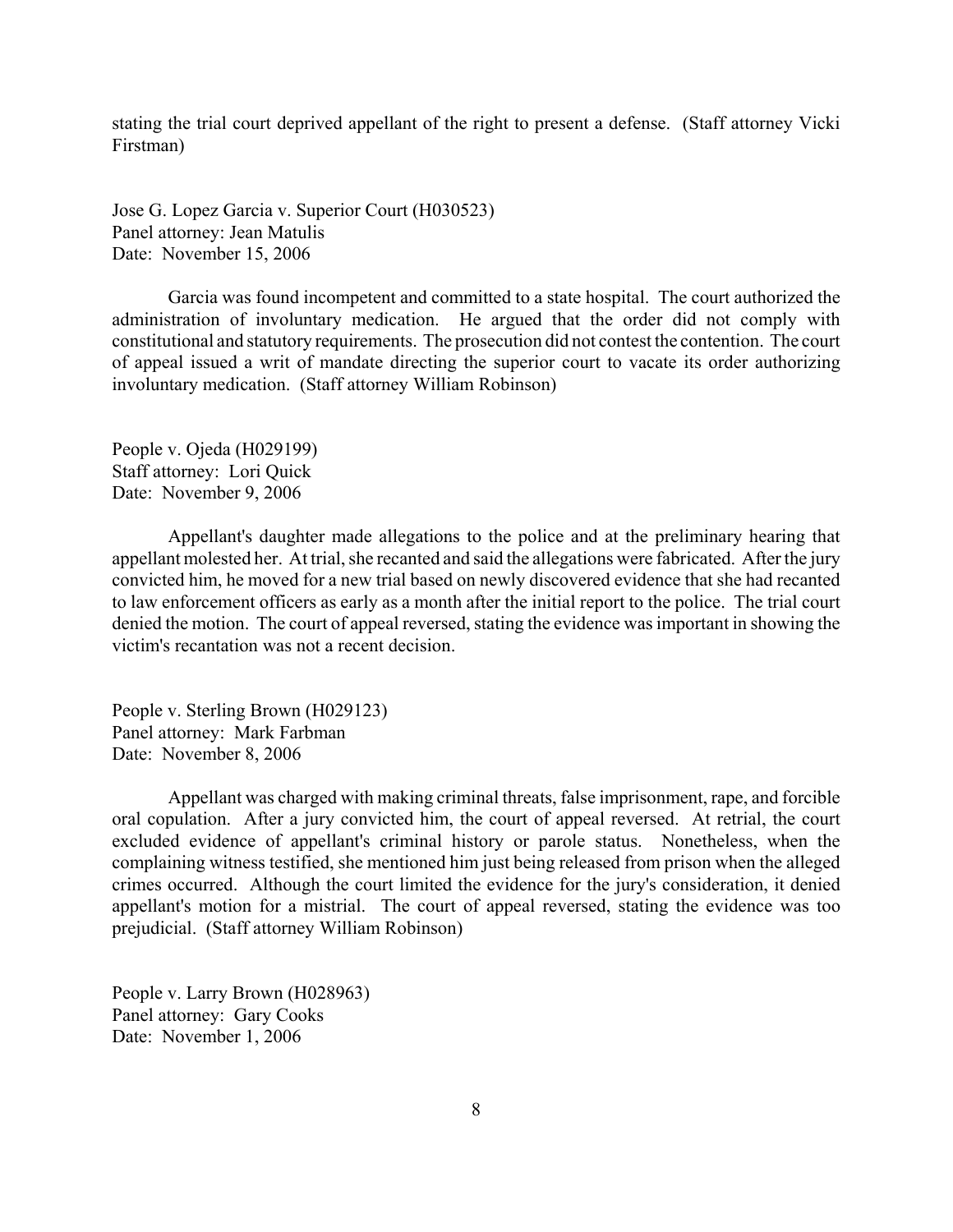stating the trial court deprived appellant of the right to present a defense. (Staff attorney Vicki Firstman)

Jose G. Lopez Garcia v. Superior Court (H030523)
Panel attorney: Jean Matulis
Date: November 15, 2006

Garcia was found incompetent and committed to a state hospital. The court authorized the administration of involuntary medication. He argued that the order did not comply with constitutional and statutory requirements. The prosecution did not contest the contention. The court of appeal issued a writ of mandate directing the superior court to vacate its order authorizing involuntary medication. (Staff attorney William Robinson)

People v. Ojeda (H029199)
Staff attorney: Lori Quick
Date: November 9, 2006

Appellant's daughter made allegations to the police and at the preliminary hearing that appellant molested her. At trial, she recanted and said the allegations were fabricated. After the jury convicted him, he moved for a new trial based on newly discovered evidence that she had recanted to law enforcement officers as early as a month after the initial report to the police. The trial court denied the motion. The court of appeal reversed, stating the evidence was important in showing the victim's recantation was not a recent decision.

People v. Sterling Brown (H029123)
Panel attorney: Mark Farbman
Date: November 8, 2006

Appellant was charged with making criminal threats, false imprisonment, rape, and forcible oral copulation. After a jury convicted him, the court of appeal reversed. At retrial, the court excluded evidence of appellant's criminal history or parole status. Nonetheless, when the complaining witness testified, she mentioned him just being released from prison when the alleged crimes occurred. Although the court limited the evidence for the jury's consideration, it denied appellant's motion for a mistrial. The court of appeal reversed, stating the evidence was too prejudicial. (Staff attorney William Robinson)

People v. Larry Brown (H028963)
Panel attorney: Gary Cooks
Date: November 1, 2006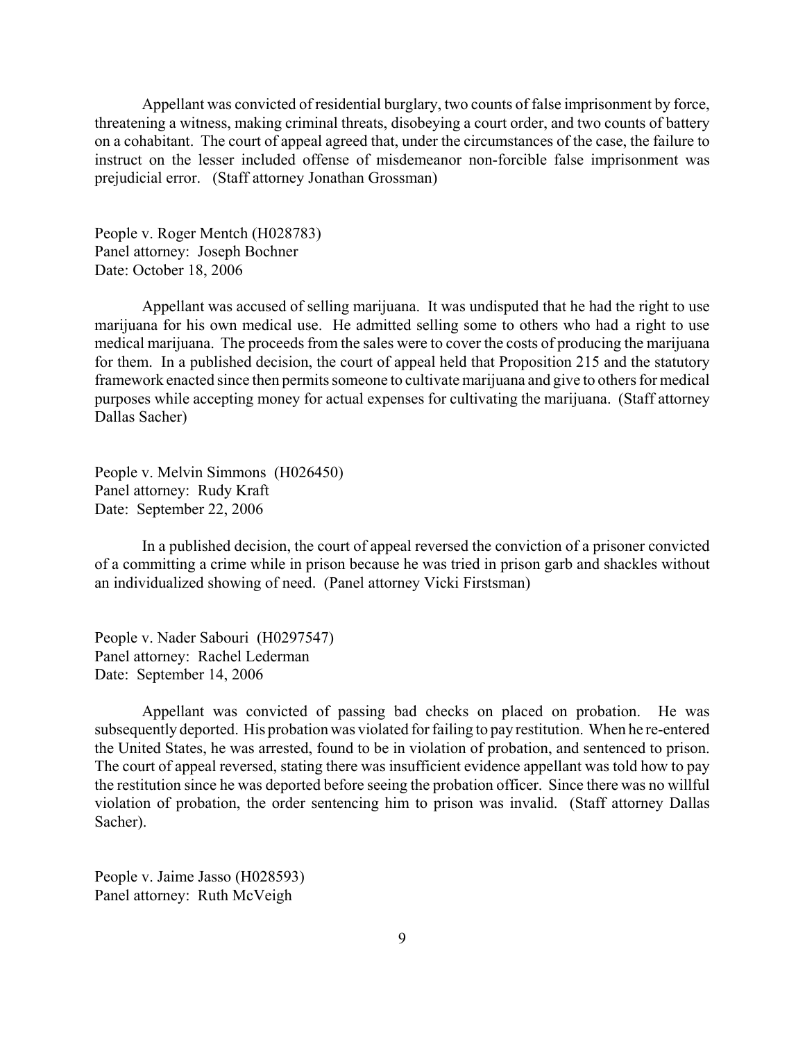Appellant was convicted of residential burglary, two counts of false imprisonment by force, threatening a witness, making criminal threats, disobeying a court order, and two counts of battery on a cohabitant. The court of appeal agreed that, under the circumstances of the case, the failure to instruct on the lesser included offense of misdemeanor non-forcible false imprisonment was prejudicial error. (Staff attorney Jonathan Grossman)

People v. Roger Mentch (H028783)
Panel attorney: Joseph Bochner
Date: October 18, 2006

Appellant was accused of selling marijuana. It was undisputed that he had the right to use marijuana for his own medical use. He admitted selling some to others who had a right to use medical marijuana. The proceeds from the sales were to cover the costs of producing the marijuana for them. In a published decision, the court of appeal held that Proposition 215 and the statutory framework enacted since then permits someone to cultivate marijuana and give to others for medical purposes while accepting money for actual expenses for cultivating the marijuana. (Staff attorney Dallas Sacher)

People v. Melvin Simmons (H026450)
Panel attorney: Rudy Kraft
Date: September 22, 2006

In a published decision, the court of appeal reversed the conviction of a prisoner convicted of a committing a crime while in prison because he was tried in prison garb and shackles without an individualized showing of need. (Panel attorney Vicki Firstsman)

People v. Nader Sabouri (H0297547)
Panel attorney: Rachel Lederman
Date: September 14, 2006

Appellant was convicted of passing bad checks on placed on probation. He was subsequently deported. His probation was violated for failing to pay restitution. When he re-entered the United States, he was arrested, found to be in violation of probation, and sentenced to prison. The court of appeal reversed, stating there was insufficient evidence appellant was told how to pay the restitution since he was deported before seeing the probation officer. Since there was no willful violation of probation, the order sentencing him to prison was invalid. (Staff attorney Dallas Sacher).

People v. Jaime Jasso (H028593)
Panel attorney: Ruth McVeigh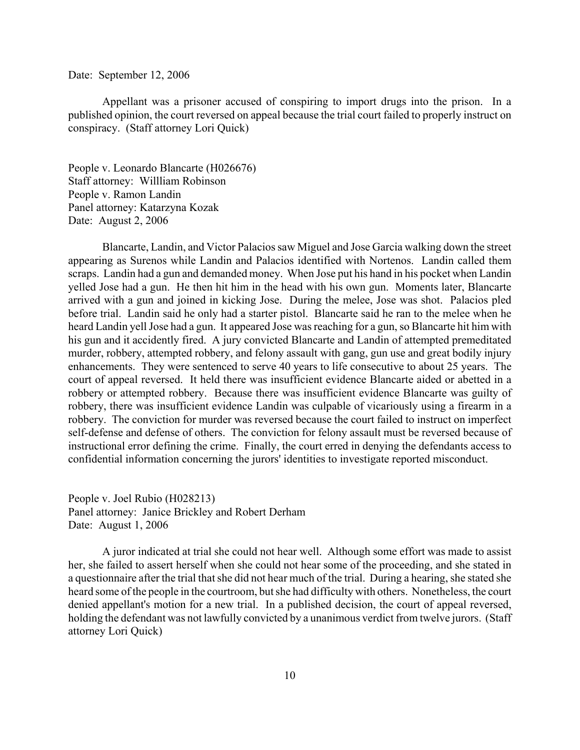Date: September 12, 2006

Appellant was a prisoner accused of conspiring to import drugs into the prison. In a published opinion, the court reversed on appeal because the trial court failed to properly instruct on conspiracy. (Staff attorney Lori Quick)

People v. Leonardo Blancarte (H026676)
Staff attorney: Willliam Robinson
People v. Ramon Landin
Panel attorney: Katarzyna Kozak
Date: August 2, 2006

Blancarte, Landin, and Victor Palacios saw Miguel and Jose Garcia walking down the street appearing as Surenos while Landin and Palacios identified with Nortenos. Landin called them scraps. Landin had a gun and demanded money. When Jose put his hand in his pocket when Landin yelled Jose had a gun. He then hit him in the head with his own gun. Moments later, Blancarte arrived with a gun and joined in kicking Jose. During the melee, Jose was shot. Palacios pled before trial. Landin said he only had a starter pistol. Blancarte said he ran to the melee when he heard Landin yell Jose had a gun. It appeared Jose was reaching for a gun, so Blancarte hit him with his gun and it accidently fired. A jury convicted Blancarte and Landin of attempted premeditated murder, robbery, attempted robbery, and felony assault with gang, gun use and great bodily injury enhancements. They were sentenced to serve 40 years to life consecutive to about 25 years. The court of appeal reversed. It held there was insufficient evidence Blancarte aided or abetted in a robbery or attempted robbery. Because there was insufficient evidence Blancarte was guilty of robbery, there was insufficient evidence Landin was culpable of vicariously using a firearm in a robbery. The conviction for murder was reversed because the court failed to instruct on imperfect self-defense and defense of others. The conviction for felony assault must be reversed because of instructional error defining the crime. Finally, the court erred in denying the defendants access to confidential information concerning the jurors' identities to investigate reported misconduct.

People v. Joel Rubio (H028213)
Panel attorney: Janice Brickley and Robert Derham
Date: August 1, 2006

A juror indicated at trial she could not hear well. Although some effort was made to assist her, she failed to assert herself when she could not hear some of the proceeding, and she stated in a questionnaire after the trial that she did not hear much of the trial. During a hearing, she stated she heard some of the people in the courtroom, but she had difficulty with others. Nonetheless, the court denied appellant's motion for a new trial. In a published decision, the court of appeal reversed, holding the defendant was not lawfully convicted by a unanimous verdict from twelve jurors. (Staff attorney Lori Quick)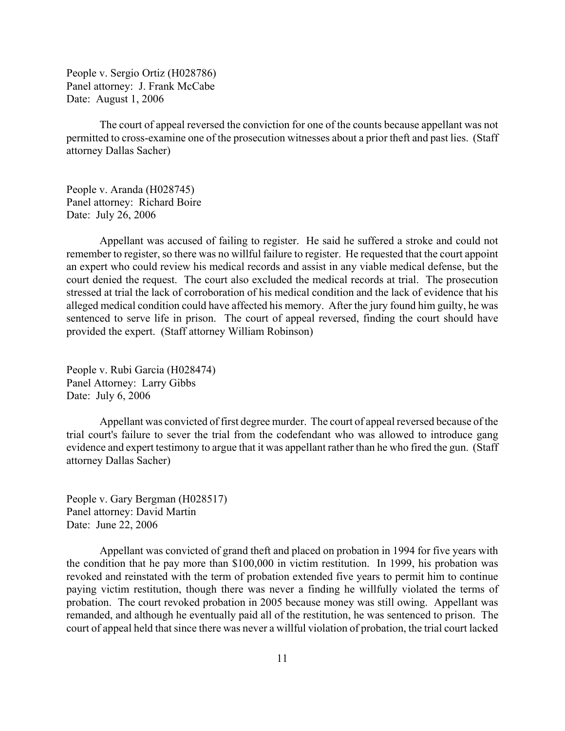People v. Sergio Ortiz (H028786)
Panel attorney: J. Frank McCabe
Date: August 1, 2006

The court of appeal reversed the conviction for one of the counts because appellant was not permitted to cross-examine one of the prosecution witnesses about a prior theft and past lies. (Staff attorney Dallas Sacher)

People v. Aranda (H028745)
Panel attorney: Richard Boire
Date: July 26, 2006

Appellant was accused of failing to register. He said he suffered a stroke and could not remember to register, so there was no willful failure to register. He requested that the court appoint an expert who could review his medical records and assist in any viable medical defense, but the court denied the request. The court also excluded the medical records at trial. The prosecution stressed at trial the lack of corroboration of his medical condition and the lack of evidence that his alleged medical condition could have affected his memory. After the jury found him guilty, he was sentenced to serve life in prison. The court of appeal reversed, finding the court should have provided the expert. (Staff attorney William Robinson)

People v. Rubi Garcia (H028474)
Panel Attorney: Larry Gibbs
Date: July 6, 2006

Appellant was convicted of first degree murder. The court of appeal reversed because of the trial court's failure to sever the trial from the codefendant who was allowed to introduce gang evidence and expert testimony to argue that it was appellant rather than he who fired the gun. (Staff attorney Dallas Sacher)

People v. Gary Bergman (H028517)
Panel attorney: David Martin
Date: June 22, 2006

Appellant was convicted of grand theft and placed on probation in 1994 for five years with the condition that he pay more than $100,000 in victim restitution. In 1999, his probation was revoked and reinstated with the term of probation extended five years to permit him to continue paying victim restitution, though there was never a finding he willfully violated the terms of probation. The court revoked probation in 2005 because money was still owing. Appellant was remanded, and although he eventually paid all of the restitution, he was sentenced to prison. The court of appeal held that since there was never a willful violation of probation, the trial court lacked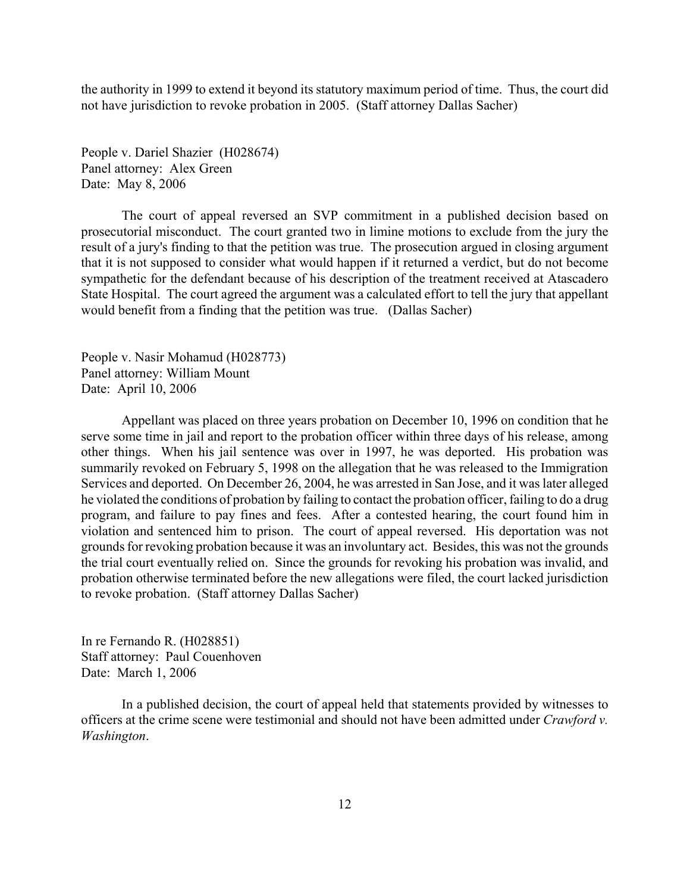the authority in 1999 to extend it beyond its statutory maximum period of time. Thus, the court did not have jurisdiction to revoke probation in 2005. (Staff attorney Dallas Sacher)

People v. Dariel Shazier (H028674)
Panel attorney: Alex Green
Date: May 8, 2006

The court of appeal reversed an SVP commitment in a published decision based on prosecutorial misconduct. The court granted two in limine motions to exclude from the jury the result of a jury's finding to that the petition was true. The prosecution argued in closing argument that it is not supposed to consider what would happen if it returned a verdict, but do not become sympathetic for the defendant because of his description of the treatment received at Atascadero State Hospital. The court agreed the argument was a calculated effort to tell the jury that appellant would benefit from a finding that the petition was true. (Dallas Sacher)

People v. Nasir Mohamud (H028773)
Panel attorney: William Mount
Date: April 10, 2006

Appellant was placed on three years probation on December 10, 1996 on condition that he serve some time in jail and report to the probation officer within three days of his release, among other things. When his jail sentence was over in 1997, he was deported. His probation was summarily revoked on February 5, 1998 on the allegation that he was released to the Immigration Services and deported. On December 26, 2004, he was arrested in San Jose, and it was later alleged he violated the conditions of probation by failing to contact the probation officer, failing to do a drug program, and failure to pay fines and fees. After a contested hearing, the court found him in violation and sentenced him to prison. The court of appeal reversed. His deportation was not grounds for revoking probation because it was an involuntary act. Besides, this was not the grounds the trial court eventually relied on. Since the grounds for revoking his probation was invalid, and probation otherwise terminated before the new allegations were filed, the court lacked jurisdiction to revoke probation. (Staff attorney Dallas Sacher)

In re Fernando R. (H028851)
Staff attorney: Paul Couenhoven
Date: March 1, 2006

In a published decision, the court of appeal held that statements provided by witnesses to officers at the crime scene were testimonial and should not have been admitted under *Crawford v. Washington*.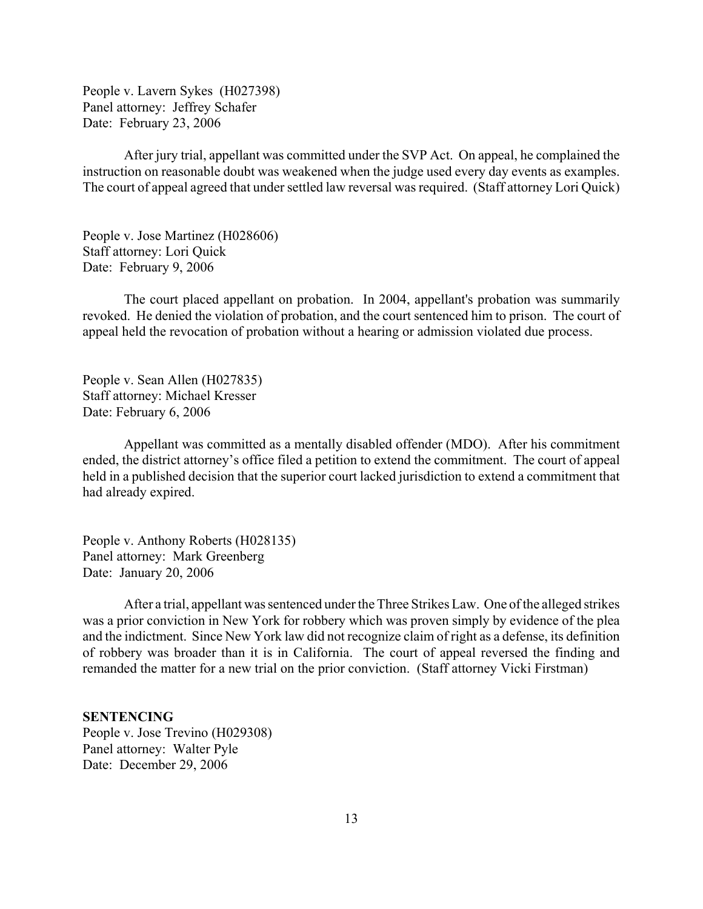People v. Lavern Sykes (H027398)
Panel attorney: Jeffrey Schafer
Date: February 23, 2006

After jury trial, appellant was committed under the SVP Act. On appeal, he complained the instruction on reasonable doubt was weakened when the judge used every day events as examples. The court of appeal agreed that under settled law reversal was required. (Staff attorney Lori Quick)

People v. Jose Martinez (H028606)
Staff attorney: Lori Quick
Date: February 9, 2006

The court placed appellant on probation. In 2004, appellant's probation was summarily revoked. He denied the violation of probation, and the court sentenced him to prison. The court of appeal held the revocation of probation without a hearing or admission violated due process.

People v. Sean Allen (H027835)
Staff attorney: Michael Kresser
Date: February 6, 2006

Appellant was committed as a mentally disabled offender (MDO). After his commitment ended, the district attorney's office filed a petition to extend the commitment. The court of appeal held in a published decision that the superior court lacked jurisdiction to extend a commitment that had already expired.

People v. Anthony Roberts (H028135)
Panel attorney: Mark Greenberg
Date: January 20, 2006

After a trial, appellant was sentenced under the Three Strikes Law. One of the alleged strikes was a prior conviction in New York for robbery which was proven simply by evidence of the plea and the indictment. Since New York law did not recognize claim of right as a defense, its definition of robbery was broader than it is in California. The court of appeal reversed the finding and remanded the matter for a new trial on the prior conviction. (Staff attorney Vicki Firstman)

**SENTENCING**

People v. Jose Trevino (H029308)
Panel attorney: Walter Pyle
Date: December 29, 2006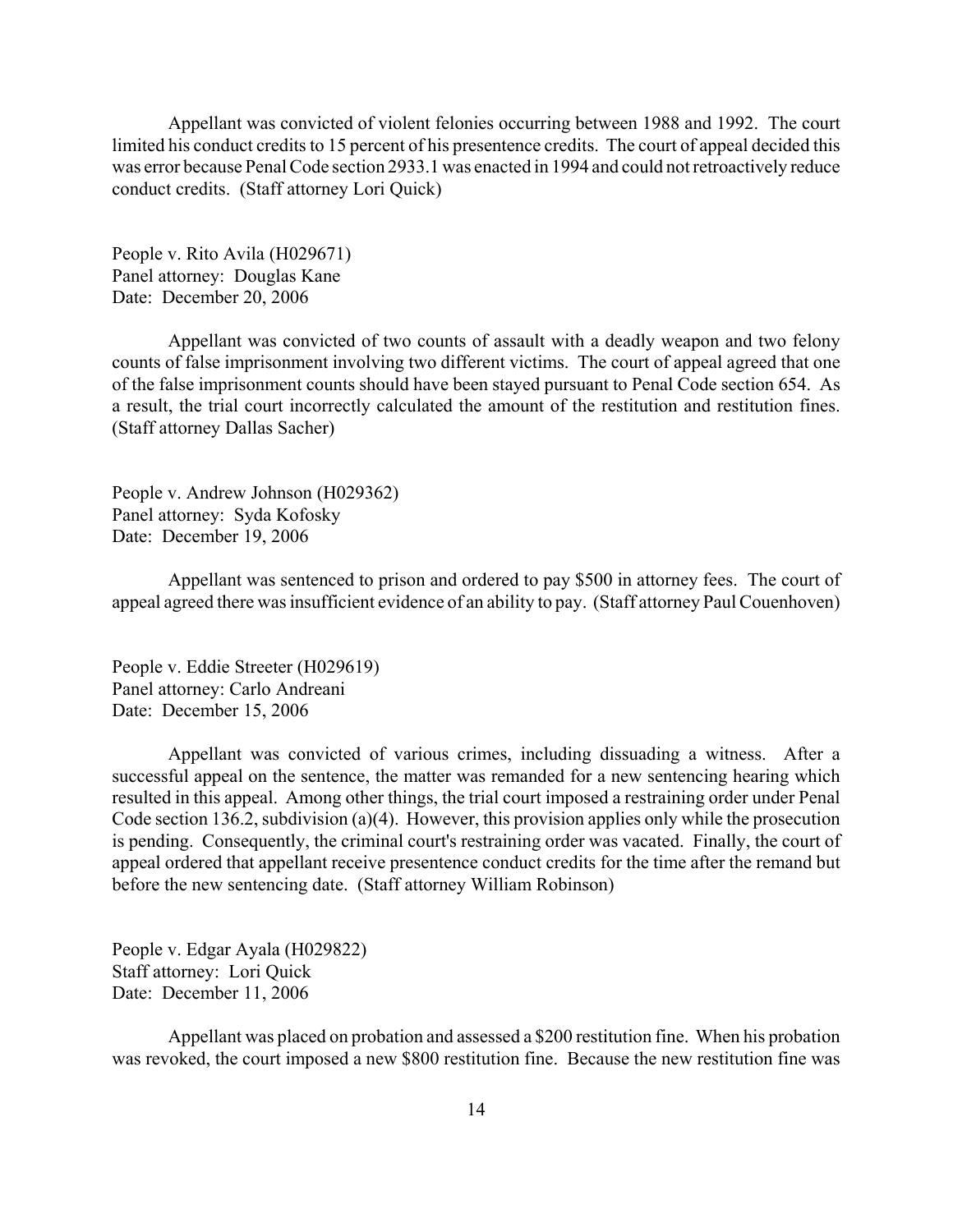Appellant was convicted of violent felonies occurring between 1988 and 1992. The court limited his conduct credits to 15 percent of his presentence credits. The court of appeal decided this was error because Penal Code section 2933.1 was enacted in 1994 and could not retroactively reduce conduct credits. (Staff attorney Lori Quick)

People v. Rito Avila (H029671)
Panel attorney: Douglas Kane
Date: December 20, 2006

Appellant was convicted of two counts of assault with a deadly weapon and two felony counts of false imprisonment involving two different victims. The court of appeal agreed that one of the false imprisonment counts should have been stayed pursuant to Penal Code section 654. As a result, the trial court incorrectly calculated the amount of the restitution and restitution fines. (Staff attorney Dallas Sacher)

People v. Andrew Johnson (H029362)
Panel attorney: Syda Kofosky
Date: December 19, 2006

Appellant was sentenced to prison and ordered to pay $500 in attorney fees. The court of appeal agreed there was insufficient evidence of an ability to pay. (Staff attorney Paul Couenhoven)

People v. Eddie Streeter (H029619)
Panel attorney: Carlo Andreani
Date: December 15, 2006

Appellant was convicted of various crimes, including dissuading a witness. After a successful appeal on the sentence, the matter was remanded for a new sentencing hearing which resulted in this appeal. Among other things, the trial court imposed a restraining order under Penal Code section 136.2, subdivision (a)(4). However, this provision applies only while the prosecution is pending. Consequently, the criminal court's restraining order was vacated. Finally, the court of appeal ordered that appellant receive presentence conduct credits for the time after the remand but before the new sentencing date. (Staff attorney William Robinson)

People v. Edgar Ayala (H029822)
Staff attorney: Lori Quick
Date: December 11, 2006

Appellant was placed on probation and assessed a $200 restitution fine. When his probation was revoked, the court imposed a new $800 restitution fine. Because the new restitution fine was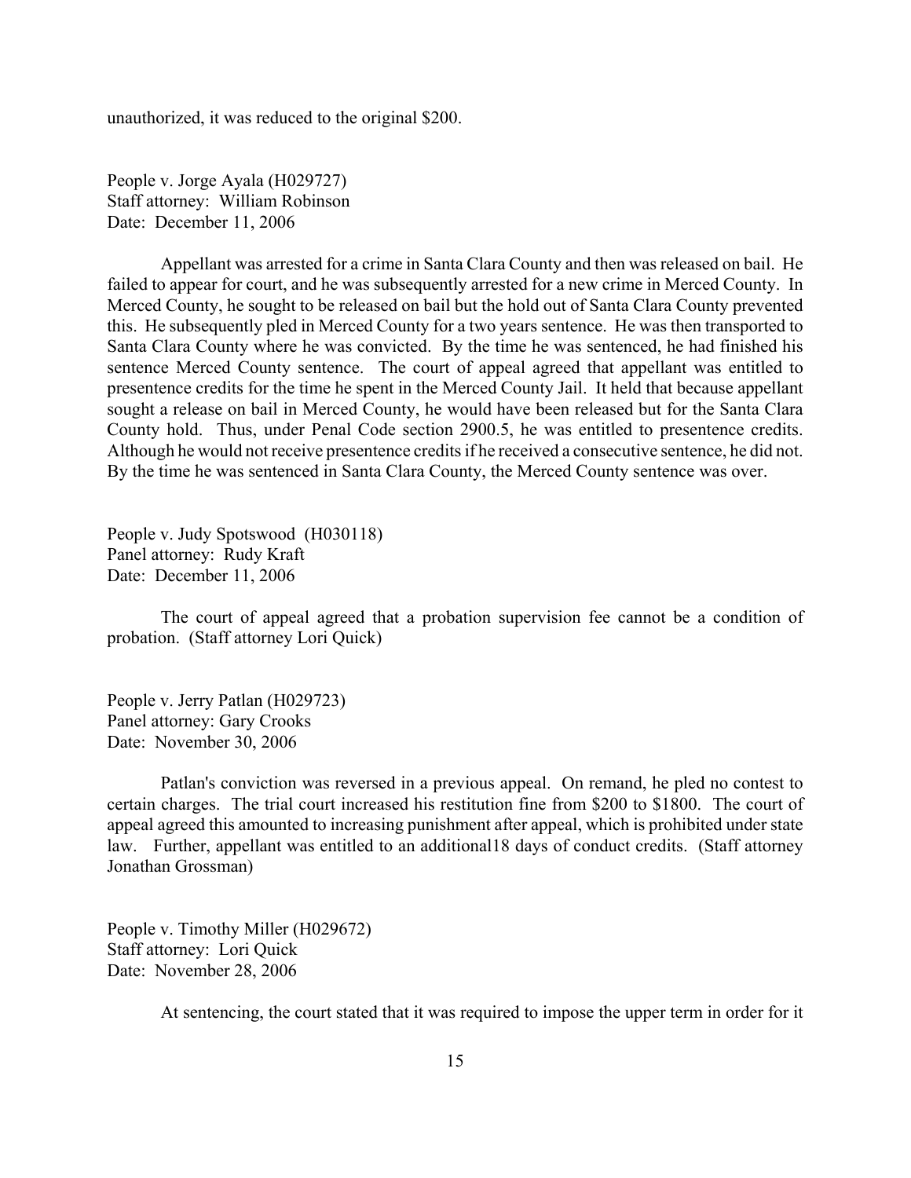unauthorized, it was reduced to the original $200.

People v. Jorge Ayala (H029727)
Staff attorney: William Robinson
Date: December 11, 2006

Appellant was arrested for a crime in Santa Clara County and then was released on bail. He failed to appear for court, and he was subsequently arrested for a new crime in Merced County. In Merced County, he sought to be released on bail but the hold out of Santa Clara County prevented this. He subsequently pled in Merced County for a two years sentence. He was then transported to Santa Clara County where he was convicted. By the time he was sentenced, he had finished his sentence Merced County sentence. The court of appeal agreed that appellant was entitled to presentence credits for the time he spent in the Merced County Jail. It held that because appellant sought a release on bail in Merced County, he would have been released but for the Santa Clara County hold. Thus, under Penal Code section 2900.5, he was entitled to presentence credits. Although he would not receive presentence credits if he received a consecutive sentence, he did not. By the time he was sentenced in Santa Clara County, the Merced County sentence was over.

People v. Judy Spotswood (H030118)
Panel attorney: Rudy Kraft
Date: December 11, 2006

The court of appeal agreed that a probation supervision fee cannot be a condition of probation. (Staff attorney Lori Quick)

People v. Jerry Patlan (H029723)
Panel attorney: Gary Crooks
Date: November 30, 2006

Patlan's conviction was reversed in a previous appeal. On remand, he pled no contest to certain charges. The trial court increased his restitution fine from $200 to $1800. The court of appeal agreed this amounted to increasing punishment after appeal, which is prohibited under state law. Further, appellant was entitled to an additional18 days of conduct credits. (Staff attorney Jonathan Grossman)

People v. Timothy Miller (H029672)
Staff attorney: Lori Quick
Date: November 28, 2006

At sentencing, the court stated that it was required to impose the upper term in order for it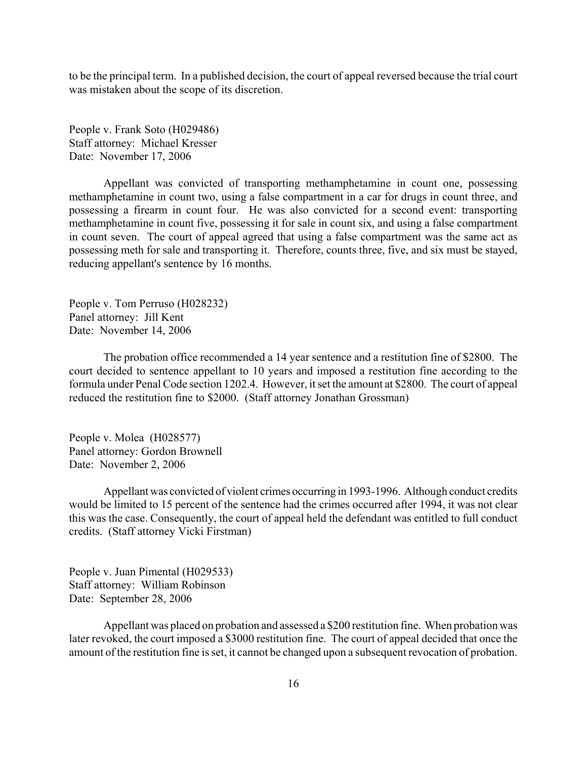to be the principal term. In a published decision, the court of appeal reversed because the trial court was mistaken about the scope of its discretion.

People v. Frank Soto (H029486)
Staff attorney: Michael Kresser
Date: November 17, 2006

Appellant was convicted of transporting methamphetamine in count one, possessing methamphetamine in count two, using a false compartment in a car for drugs in count three, and possessing a firearm in count four. He was also convicted for a second event: transporting methamphetamine in count five, possessing it for sale in count six, and using a false compartment in count seven. The court of appeal agreed that using a false compartment was the same act as possessing meth for sale and transporting it. Therefore, counts three, five, and six must be stayed, reducing appellant's sentence by 16 months.

People v. Tom Perruso (H028232)
Panel attorney: Jill Kent
Date: November 14, 2006

The probation office recommended a 14 year sentence and a restitution fine of $2800. The court decided to sentence appellant to 10 years and imposed a restitution fine according to the formula under Penal Code section 1202.4. However, it set the amount at $2800. The court of appeal reduced the restitution fine to $2000. (Staff attorney Jonathan Grossman)

People v. Molea (H028577)
Panel attorney: Gordon Brownell
Date: November 2, 2006

Appellant was convicted of violent crimes occurring in 1993-1996. Although conduct credits would be limited to 15 percent of the sentence had the crimes occurred after 1994, it was not clear this was the case. Consequently, the court of appeal held the defendant was entitled to full conduct credits. (Staff attorney Vicki Firstman)

People v. Juan Pimental (H029533)
Staff attorney: William Robinson
Date: September 28, 2006

Appellant was placed on probation and assessed a $200 restitution fine. When probation was later revoked, the court imposed a $3000 restitution fine. The court of appeal decided that once the amount of the restitution fine is set, it cannot be changed upon a subsequent revocation of probation.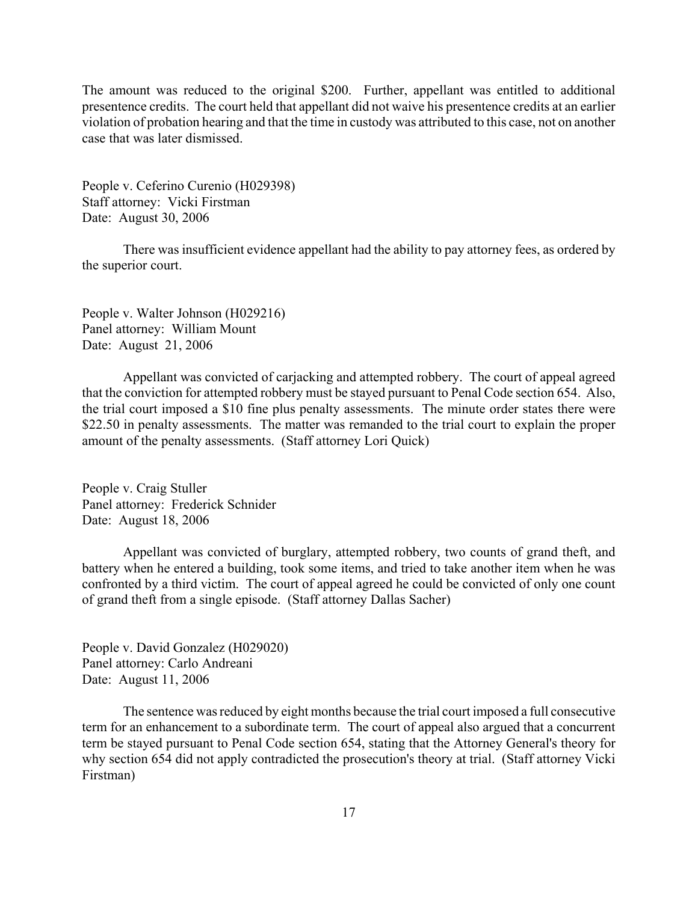The amount was reduced to the original $200. Further, appellant was entitled to additional presentence credits. The court held that appellant did not waive his presentence credits at an earlier violation of probation hearing and that the time in custody was attributed to this case, not on another case that was later dismissed.

People v. Ceferino Curenio (H029398)
Staff attorney: Vicki Firstman
Date: August 30, 2006

There was insufficient evidence appellant had the ability to pay attorney fees, as ordered by the superior court.

People v. Walter Johnson (H029216)
Panel attorney: William Mount
Date: August 21, 2006

Appellant was convicted of carjacking and attempted robbery. The court of appeal agreed that the conviction for attempted robbery must be stayed pursuant to Penal Code section 654. Also, the trial court imposed a $10 fine plus penalty assessments. The minute order states there were $22.50 in penalty assessments. The matter was remanded to the trial court to explain the proper amount of the penalty assessments. (Staff attorney Lori Quick)

People v. Craig Stuller
Panel attorney: Frederick Schnider
Date: August 18, 2006

Appellant was convicted of burglary, attempted robbery, two counts of grand theft, and battery when he entered a building, took some items, and tried to take another item when he was confronted by a third victim. The court of appeal agreed he could be convicted of only one count of grand theft from a single episode. (Staff attorney Dallas Sacher)

People v. David Gonzalez (H029020)
Panel attorney: Carlo Andreani
Date: August 11, 2006

The sentence was reduced by eight months because the trial court imposed a full consecutive term for an enhancement to a subordinate term. The court of appeal also argued that a concurrent term be stayed pursuant to Penal Code section 654, stating that the Attorney General's theory for why section 654 did not apply contradicted the prosecution's theory at trial. (Staff attorney Vicki Firstman)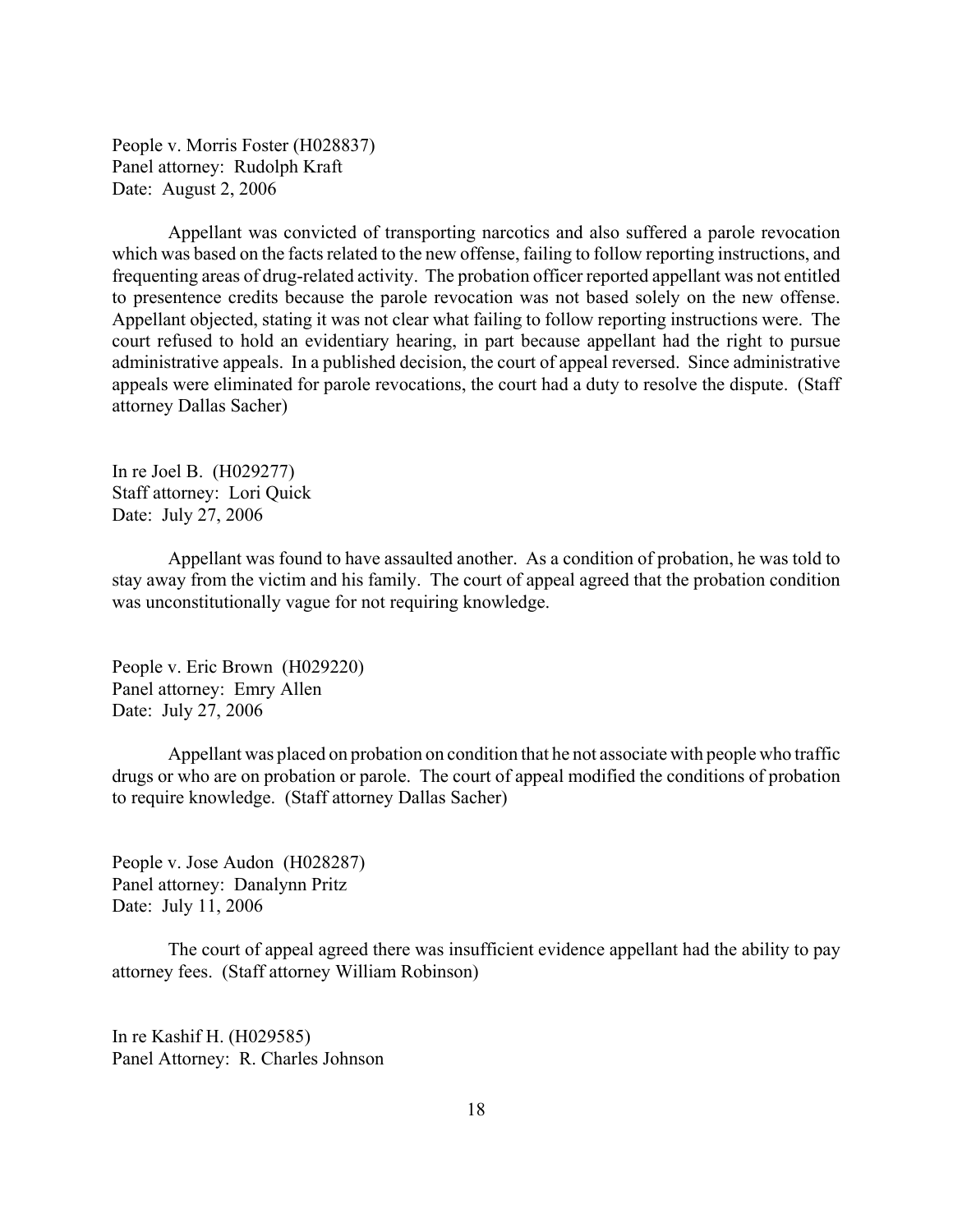People v. Morris Foster (H028837)
Panel attorney: Rudolph Kraft
Date: August 2, 2006

Appellant was convicted of transporting narcotics and also suffered a parole revocation which was based on the facts related to the new offense, failing to follow reporting instructions, and frequenting areas of drug-related activity. The probation officer reported appellant was not entitled to presentence credits because the parole revocation was not based solely on the new offense. Appellant objected, stating it was not clear what failing to follow reporting instructions were. The court refused to hold an evidentiary hearing, in part because appellant had the right to pursue administrative appeals. In a published decision, the court of appeal reversed. Since administrative appeals were eliminated for parole revocations, the court had a duty to resolve the dispute. (Staff attorney Dallas Sacher)

In re Joel B. (H029277)
Staff attorney: Lori Quick
Date: July 27, 2006

Appellant was found to have assaulted another. As a condition of probation, he was told to stay away from the victim and his family. The court of appeal agreed that the probation condition was unconstitutionally vague for not requiring knowledge.

People v. Eric Brown (H029220)
Panel attorney: Emry Allen
Date: July 27, 2006

Appellant was placed on probation on condition that he not associate with people who traffic drugs or who are on probation or parole. The court of appeal modified the conditions of probation to require knowledge. (Staff attorney Dallas Sacher)

People v. Jose Audon (H028287)
Panel attorney: Danalynn Pritz
Date: July 11, 2006

The court of appeal agreed there was insufficient evidence appellant had the ability to pay attorney fees. (Staff attorney William Robinson)

In re Kashif H. (H029585)
Panel Attorney: R. Charles Johnson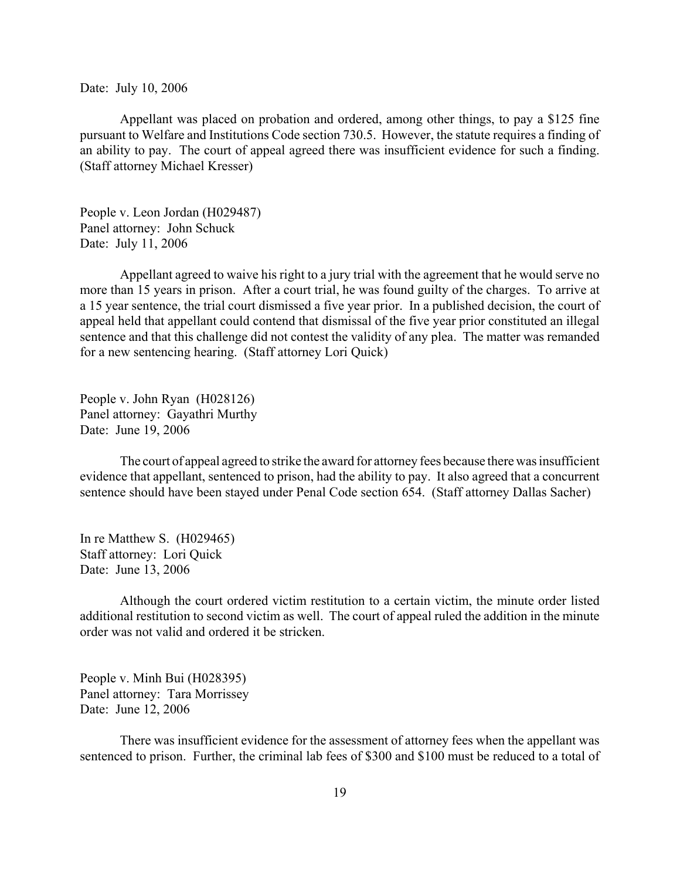Date: July 10, 2006

Appellant was placed on probation and ordered, among other things, to pay a $125 fine pursuant to Welfare and Institutions Code section 730.5. However, the statute requires a finding of an ability to pay. The court of appeal agreed there was insufficient evidence for such a finding. (Staff attorney Michael Kresser)

People v. Leon Jordan (H029487)
Panel attorney: John Schuck
Date: July 11, 2006

Appellant agreed to waive his right to a jury trial with the agreement that he would serve no more than 15 years in prison. After a court trial, he was found guilty of the charges. To arrive at a 15 year sentence, the trial court dismissed a five year prior. In a published decision, the court of appeal held that appellant could contend that dismissal of the five year prior constituted an illegal sentence and that this challenge did not contest the validity of any plea. The matter was remanded for a new sentencing hearing. (Staff attorney Lori Quick)

People v. John Ryan (H028126)
Panel attorney: Gayathri Murthy
Date: June 19, 2006

The court of appeal agreed to strike the award for attorney fees because there was insufficient evidence that appellant, sentenced to prison, had the ability to pay. It also agreed that a concurrent sentence should have been stayed under Penal Code section 654. (Staff attorney Dallas Sacher)

In re Matthew S. (H029465)
Staff attorney: Lori Quick
Date: June 13, 2006

Although the court ordered victim restitution to a certain victim, the minute order listed additional restitution to second victim as well. The court of appeal ruled the addition in the minute order was not valid and ordered it be stricken.

People v. Minh Bui (H028395)
Panel attorney: Tara Morrissey
Date: June 12, 2006

There was insufficient evidence for the assessment of attorney fees when the appellant was sentenced to prison. Further, the criminal lab fees of $300 and $100 must be reduced to a total of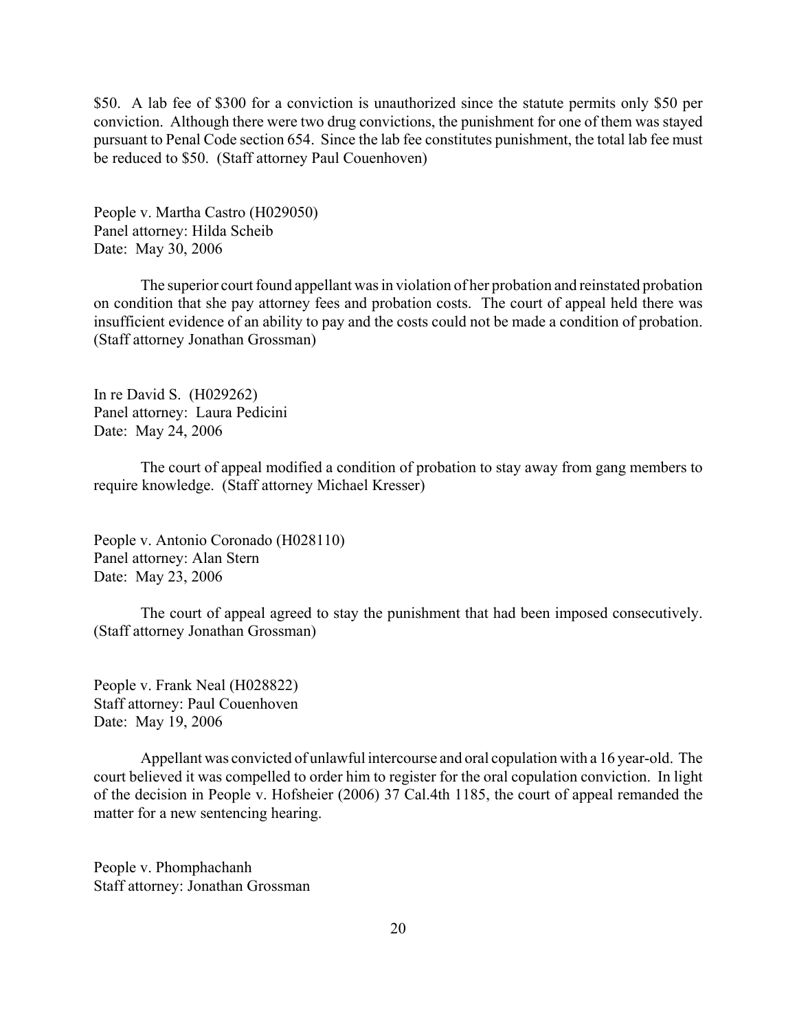$50. A lab fee of $300 for a conviction is unauthorized since the statute permits only $50 per conviction. Although there were two drug convictions, the punishment for one of them was stayed pursuant to Penal Code section 654. Since the lab fee constitutes punishment, the total lab fee must be reduced to $50. (Staff attorney Paul Couenhoven)

People v. Martha Castro (H029050)
Panel attorney: Hilda Scheib
Date: May 30, 2006

The superior court found appellant was in violation of her probation and reinstated probation on condition that she pay attorney fees and probation costs. The court of appeal held there was insufficient evidence of an ability to pay and the costs could not be made a condition of probation. (Staff attorney Jonathan Grossman)

In re David S. (H029262)
Panel attorney: Laura Pedicini
Date: May 24, 2006

The court of appeal modified a condition of probation to stay away from gang members to require knowledge. (Staff attorney Michael Kresser)

People v. Antonio Coronado (H028110)
Panel attorney: Alan Stern
Date: May 23, 2006

The court of appeal agreed to stay the punishment that had been imposed consecutively. (Staff attorney Jonathan Grossman)

People v. Frank Neal (H028822)
Staff attorney: Paul Couenhoven
Date: May 19, 2006

Appellant was convicted of unlawful intercourse and oral copulation with a 16 year-old. The court believed it was compelled to order him to register for the oral copulation conviction. In light of the decision in People v. Hofsheier (2006) 37 Cal.4th 1185, the court of appeal remanded the matter for a new sentencing hearing.

People v. Phomphachanh
Staff attorney: Jonathan Grossman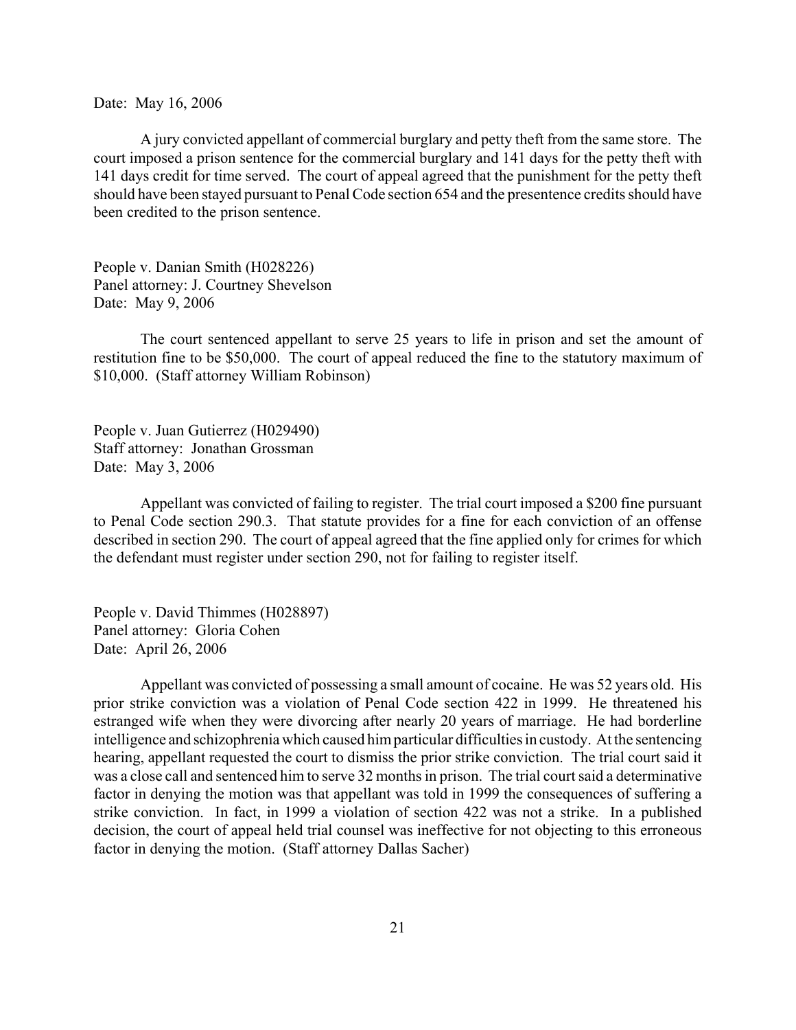Date: May 16, 2006

A jury convicted appellant of commercial burglary and petty theft from the same store. The court imposed a prison sentence for the commercial burglary and 141 days for the petty theft with 141 days credit for time served. The court of appeal agreed that the punishment for the petty theft should have been stayed pursuant to Penal Code section 654 and the presentence credits should have been credited to the prison sentence.

People v. Danian Smith (H028226)
Panel attorney: J. Courtney Shevelson
Date: May 9, 2006

The court sentenced appellant to serve 25 years to life in prison and set the amount of restitution fine to be $50,000. The court of appeal reduced the fine to the statutory maximum of $10,000. (Staff attorney William Robinson)

People v. Juan Gutierrez (H029490)
Staff attorney: Jonathan Grossman
Date: May 3, 2006

Appellant was convicted of failing to register. The trial court imposed a $200 fine pursuant to Penal Code section 290.3. That statute provides for a fine for each conviction of an offense described in section 290. The court of appeal agreed that the fine applied only for crimes for which the defendant must register under section 290, not for failing to register itself.

People v. David Thimmes (H028897)
Panel attorney: Gloria Cohen
Date: April 26, 2006

Appellant was convicted of possessing a small amount of cocaine. He was 52 years old. His prior strike conviction was a violation of Penal Code section 422 in 1999. He threatened his estranged wife when they were divorcing after nearly 20 years of marriage. He had borderline intelligence and schizophrenia which caused him particular difficulties in custody. At the sentencing hearing, appellant requested the court to dismiss the prior strike conviction. The trial court said it was a close call and sentenced him to serve 32 months in prison. The trial court said a determinative factor in denying the motion was that appellant was told in 1999 the consequences of suffering a strike conviction. In fact, in 1999 a violation of section 422 was not a strike. In a published decision, the court of appeal held trial counsel was ineffective for not objecting to this erroneous factor in denying the motion. (Staff attorney Dallas Sacher)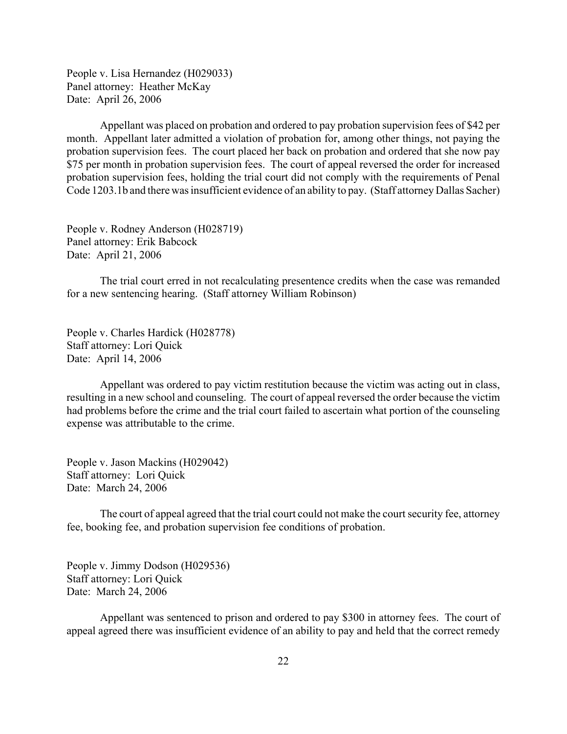People v. Lisa Hernandez (H029033)
Panel attorney: Heather McKay
Date: April 26, 2006

Appellant was placed on probation and ordered to pay probation supervision fees of $42 per month. Appellant later admitted a violation of probation for, among other things, not paying the probation supervision fees. The court placed her back on probation and ordered that she now pay $75 per month in probation supervision fees. The court of appeal reversed the order for increased probation supervision fees, holding the trial court did not comply with the requirements of Penal Code 1203.1b and there was insufficient evidence of an ability to pay. (Staff attorney Dallas Sacher)

People v. Rodney Anderson (H028719)
Panel attorney: Erik Babcock
Date: April 21, 2006

The trial court erred in not recalculating presentence credits when the case was remanded for a new sentencing hearing. (Staff attorney William Robinson)

People v. Charles Hardick (H028778)
Staff attorney: Lori Quick
Date: April 14, 2006

Appellant was ordered to pay victim restitution because the victim was acting out in class, resulting in a new school and counseling. The court of appeal reversed the order because the victim had problems before the crime and the trial court failed to ascertain what portion of the counseling expense was attributable to the crime.

People v. Jason Mackins (H029042)
Staff attorney: Lori Quick
Date: March 24, 2006

The court of appeal agreed that the trial court could not make the court security fee, attorney fee, booking fee, and probation supervision fee conditions of probation.

People v. Jimmy Dodson (H029536)
Staff attorney: Lori Quick
Date: March 24, 2006

Appellant was sentenced to prison and ordered to pay $300 in attorney fees. The court of appeal agreed there was insufficient evidence of an ability to pay and held that the correct remedy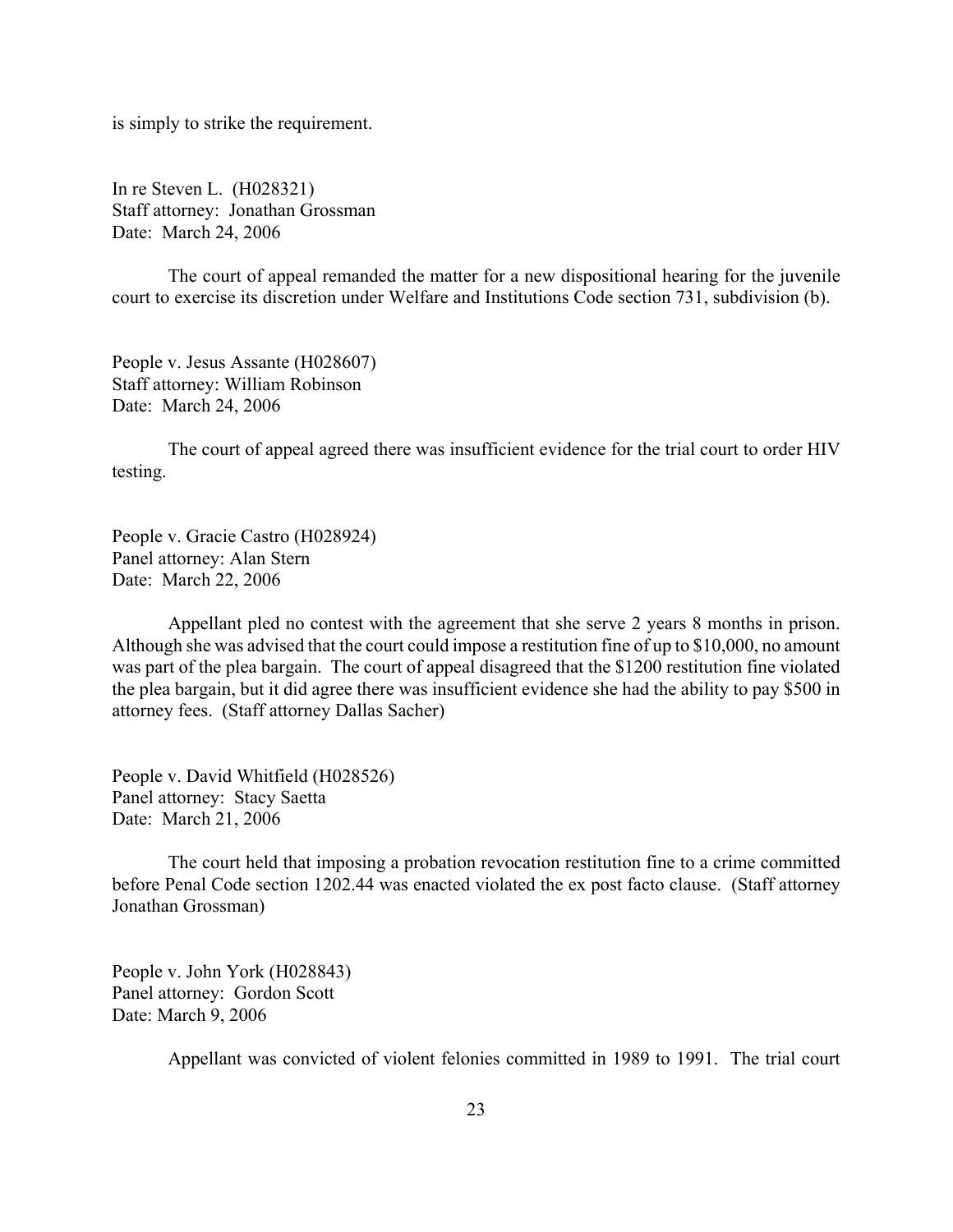is simply to strike the requirement.

In re Steven L. (H028321)
Staff attorney: Jonathan Grossman
Date: March 24, 2006

The court of appeal remanded the matter for a new dispositional hearing for the juvenile court to exercise its discretion under Welfare and Institutions Code section 731, subdivision (b).

People v. Jesus Assante (H028607)
Staff attorney: William Robinson
Date: March 24, 2006

The court of appeal agreed there was insufficient evidence for the trial court to order HIV testing.

People v. Gracie Castro (H028924)
Panel attorney: Alan Stern
Date: March 22, 2006

Appellant pled no contest with the agreement that she serve 2 years 8 months in prison. Although she was advised that the court could impose a restitution fine of up to $10,000, no amount was part of the plea bargain. The court of appeal disagreed that the $1200 restitution fine violated the plea bargain, but it did agree there was insufficient evidence she had the ability to pay $500 in attorney fees. (Staff attorney Dallas Sacher)

People v. David Whitfield (H028526)
Panel attorney: Stacy Saetta
Date: March 21, 2006

The court held that imposing a probation revocation restitution fine to a crime committed before Penal Code section 1202.44 was enacted violated the ex post facto clause. (Staff attorney Jonathan Grossman)

People v. John York (H028843)
Panel attorney: Gordon Scott
Date: March 9, 2006

Appellant was convicted of violent felonies committed in 1989 to 1991. The trial court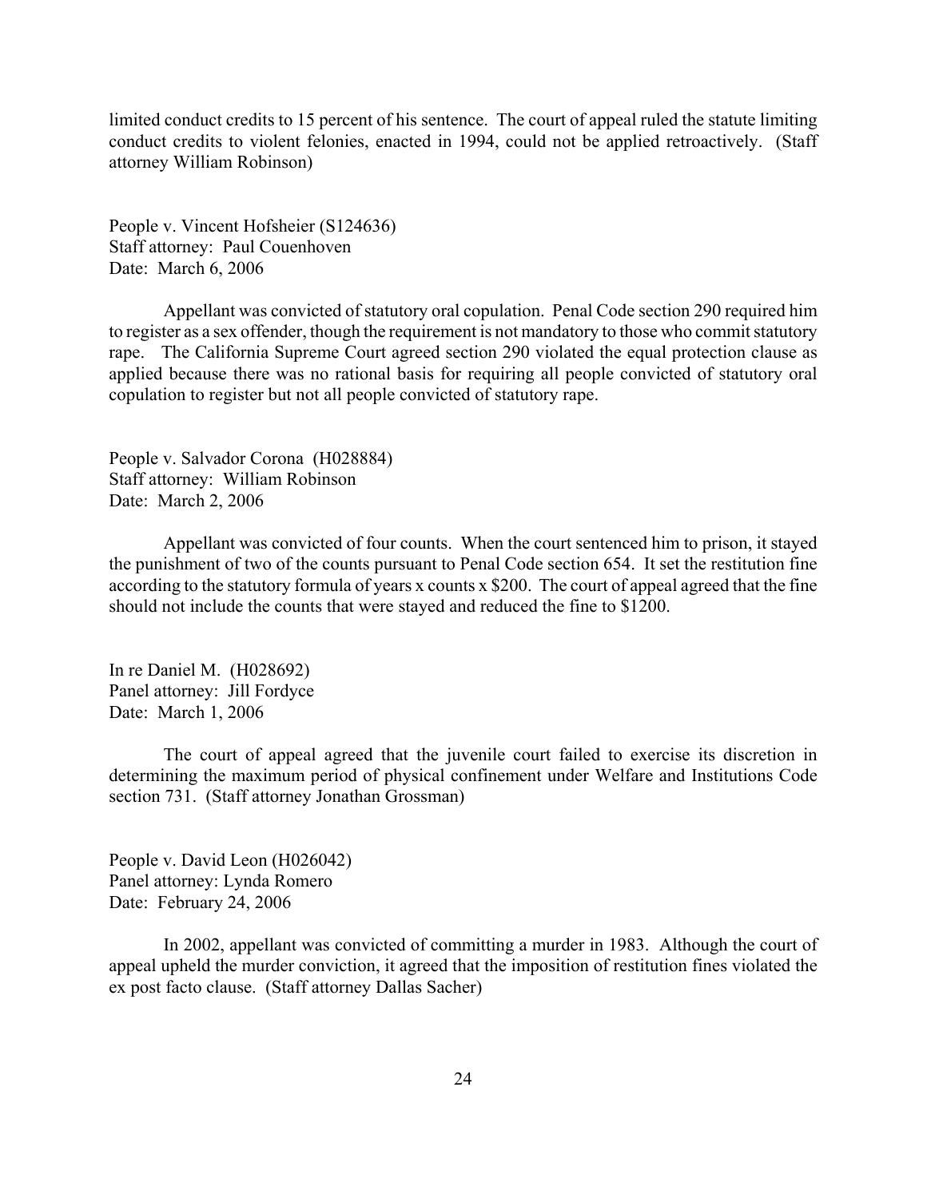limited conduct credits to 15 percent of his sentence. The court of appeal ruled the statute limiting conduct credits to violent felonies, enacted in 1994, could not be applied retroactively. (Staff attorney William Robinson)

People v. Vincent Hofsheier (S124636)
Staff attorney: Paul Couenhoven
Date: March 6, 2006

Appellant was convicted of statutory oral copulation. Penal Code section 290 required him to register as a sex offender, though the requirement is not mandatory to those who commit statutory rape. The California Supreme Court agreed section 290 violated the equal protection clause as applied because there was no rational basis for requiring all people convicted of statutory oral copulation to register but not all people convicted of statutory rape.

People v. Salvador Corona (H028884)
Staff attorney: William Robinson
Date: March 2, 2006

Appellant was convicted of four counts. When the court sentenced him to prison, it stayed the punishment of two of the counts pursuant to Penal Code section 654. It set the restitution fine according to the statutory formula of years x counts x $200. The court of appeal agreed that the fine should not include the counts that were stayed and reduced the fine to $1200.

In re Daniel M. (H028692)
Panel attorney: Jill Fordyce
Date: March 1, 2006

The court of appeal agreed that the juvenile court failed to exercise its discretion in determining the maximum period of physical confinement under Welfare and Institutions Code section 731. (Staff attorney Jonathan Grossman)

People v. David Leon (H026042)
Panel attorney: Lynda Romero
Date: February 24, 2006

In 2002, appellant was convicted of committing a murder in 1983. Although the court of appeal upheld the murder conviction, it agreed that the imposition of restitution fines violated the ex post facto clause. (Staff attorney Dallas Sacher)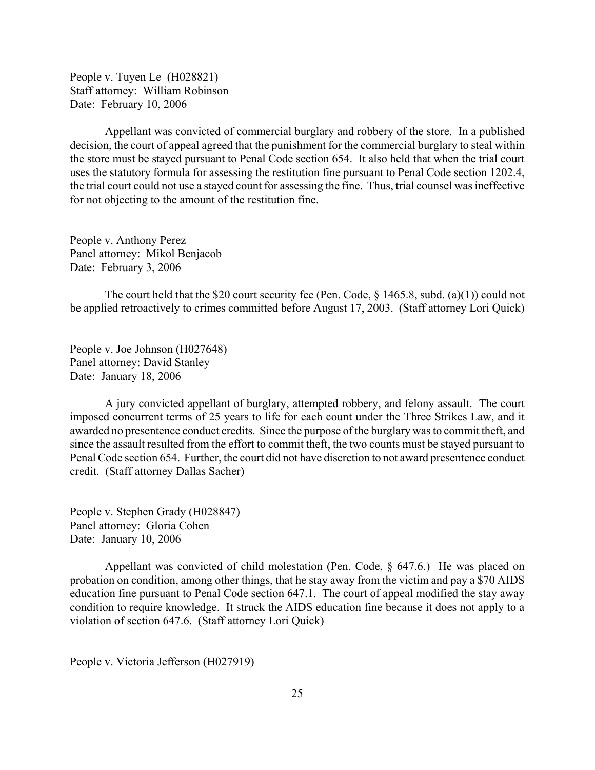People v. Tuyen Le (H028821)
Staff attorney: William Robinson
Date: February 10, 2006

Appellant was convicted of commercial burglary and robbery of the store. In a published decision, the court of appeal agreed that the punishment for the commercial burglary to steal within the store must be stayed pursuant to Penal Code section 654. It also held that when the trial court uses the statutory formula for assessing the restitution fine pursuant to Penal Code section 1202.4, the trial court could not use a stayed count for assessing the fine. Thus, trial counsel was ineffective for not objecting to the amount of the restitution fine.

People v. Anthony Perez
Panel attorney: Mikol Benjacob
Date: February 3, 2006

The court held that the $20 court security fee (Pen. Code, § 1465.8, subd. (a)(1)) could not be applied retroactively to crimes committed before August 17, 2003. (Staff attorney Lori Quick)

People v. Joe Johnson (H027648)
Panel attorney: David Stanley
Date: January 18, 2006

A jury convicted appellant of burglary, attempted robbery, and felony assault. The court imposed concurrent terms of 25 years to life for each count under the Three Strikes Law, and it awarded no presentence conduct credits. Since the purpose of the burglary was to commit theft, and since the assault resulted from the effort to commit theft, the two counts must be stayed pursuant to Penal Code section 654. Further, the court did not have discretion to not award presentence conduct credit. (Staff attorney Dallas Sacher)

People v. Stephen Grady (H028847)
Panel attorney: Gloria Cohen
Date: January 10, 2006

Appellant was convicted of child molestation (Pen. Code, § 647.6.) He was placed on probation on condition, among other things, that he stay away from the victim and pay a $70 AIDS education fine pursuant to Penal Code section 647.1. The court of appeal modified the stay away condition to require knowledge. It struck the AIDS education fine because it does not apply to a violation of section 647.6. (Staff attorney Lori Quick)

People v. Victoria Jefferson (H027919)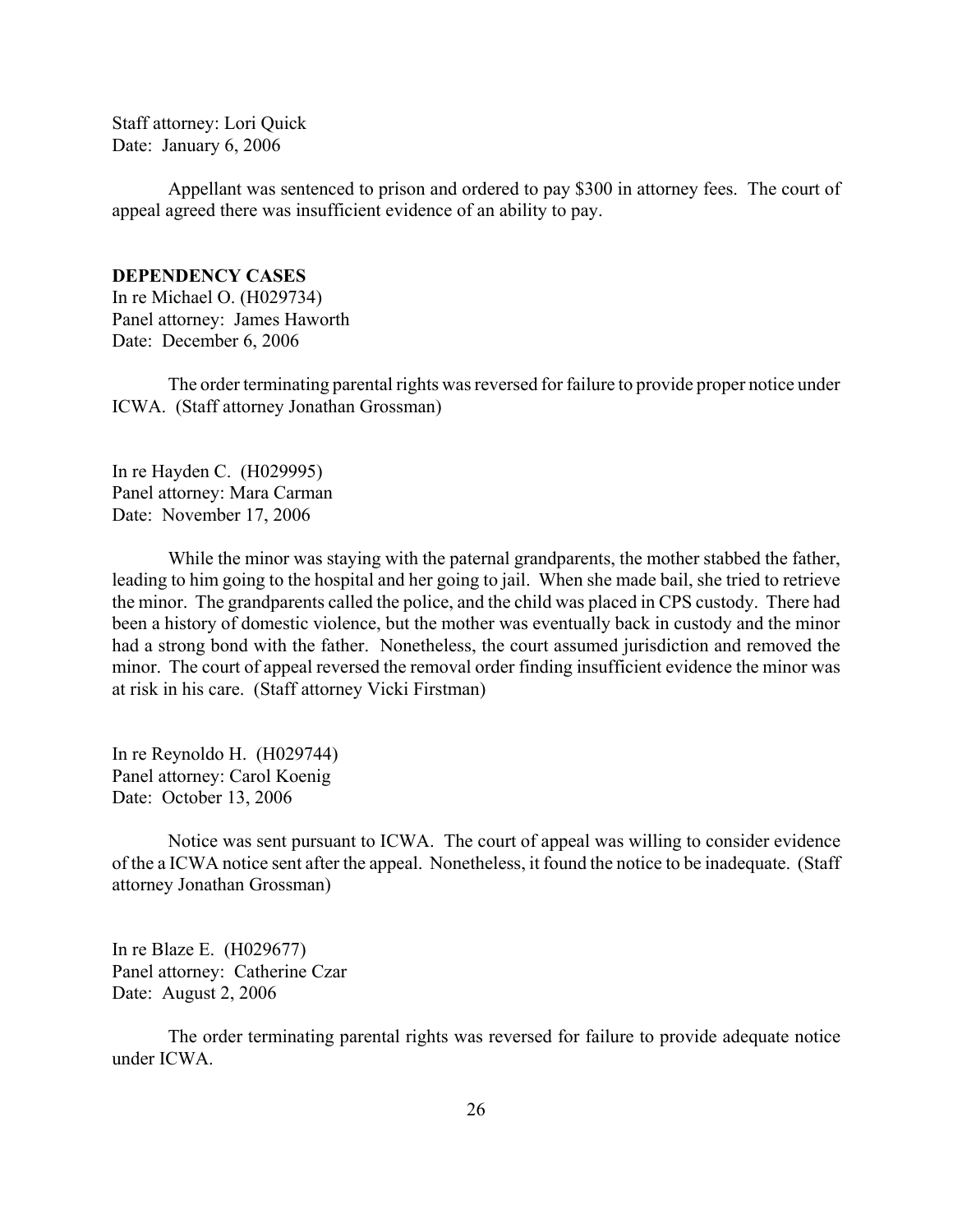Staff attorney: Lori Quick
Date: January 6, 2006

Appellant was sentenced to prison and ordered to pay $300 in attorney fees. The court of appeal agreed there was insufficient evidence of an ability to pay.

**DEPENDENCY CASES**

In re Michael O. (H029734)
Panel attorney: James Haworth
Date: December 6, 2006

The order terminating parental rights was reversed for failure to provide proper notice under ICWA. (Staff attorney Jonathan Grossman)

In re Hayden C. (H029995)
Panel attorney: Mara Carman
Date: November 17, 2006

While the minor was staying with the paternal grandparents, the mother stabbed the father, leading to him going to the hospital and her going to jail. When she made bail, she tried to retrieve the minor. The grandparents called the police, and the child was placed in CPS custody. There had been a history of domestic violence, but the mother was eventually back in custody and the minor had a strong bond with the father. Nonetheless, the court assumed jurisdiction and removed the minor. The court of appeal reversed the removal order finding insufficient evidence the minor was at risk in his care. (Staff attorney Vicki Firstman)

In re Reynoldo H. (H029744)
Panel attorney: Carol Koenig
Date: October 13, 2006

Notice was sent pursuant to ICWA. The court of appeal was willing to consider evidence of the a ICWA notice sent after the appeal. Nonetheless, it found the notice to be inadequate. (Staff attorney Jonathan Grossman)

In re Blaze E. (H029677)
Panel attorney: Catherine Czar
Date: August 2, 2006

The order terminating parental rights was reversed for failure to provide adequate notice under ICWA.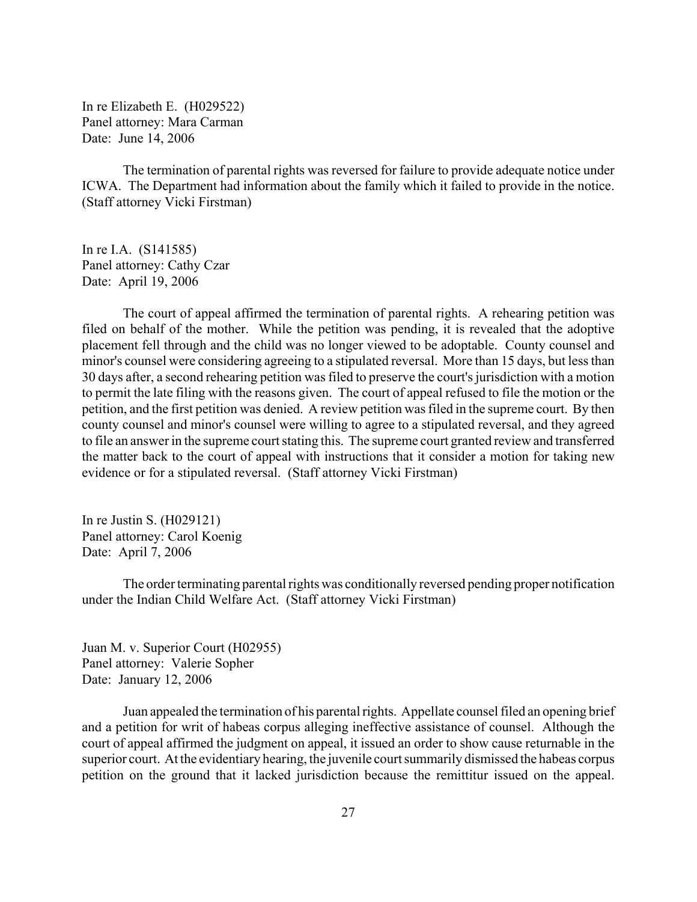In re Elizabeth E. (H029522)
Panel attorney: Mara Carman
Date: June 14, 2006

The termination of parental rights was reversed for failure to provide adequate notice under ICWA. The Department had information about the family which it failed to provide in the notice. (Staff attorney Vicki Firstman)

In re I.A. (S141585)
Panel attorney: Cathy Czar
Date: April 19, 2006

The court of appeal affirmed the termination of parental rights. A rehearing petition was filed on behalf of the mother. While the petition was pending, it is revealed that the adoptive placement fell through and the child was no longer viewed to be adoptable. County counsel and minor's counsel were considering agreeing to a stipulated reversal. More than 15 days, but less than 30 days after, a second rehearing petition was filed to preserve the court's jurisdiction with a motion to permit the late filing with the reasons given. The court of appeal refused to file the motion or the petition, and the first petition was denied. A review petition was filed in the supreme court. By then county counsel and minor's counsel were willing to agree to a stipulated reversal, and they agreed to file an answer in the supreme court stating this. The supreme court granted review and transferred the matter back to the court of appeal with instructions that it consider a motion for taking new evidence or for a stipulated reversal. (Staff attorney Vicki Firstman)

In re Justin S. (H029121)
Panel attorney: Carol Koenig
Date: April 7, 2006

The order terminating parental rights was conditionally reversed pending proper notification under the Indian Child Welfare Act. (Staff attorney Vicki Firstman)

Juan M. v. Superior Court (H02955)
Panel attorney: Valerie Sopher
Date: January 12, 2006

Juan appealed the termination of his parental rights. Appellate counsel filed an opening brief and a petition for writ of habeas corpus alleging ineffective assistance of counsel. Although the court of appeal affirmed the judgment on appeal, it issued an order to show cause returnable in the superior court. At the evidentiary hearing, the juvenile court summarily dismissed the habeas corpus petition on the ground that it lacked jurisdiction because the remittitur issued on the appeal.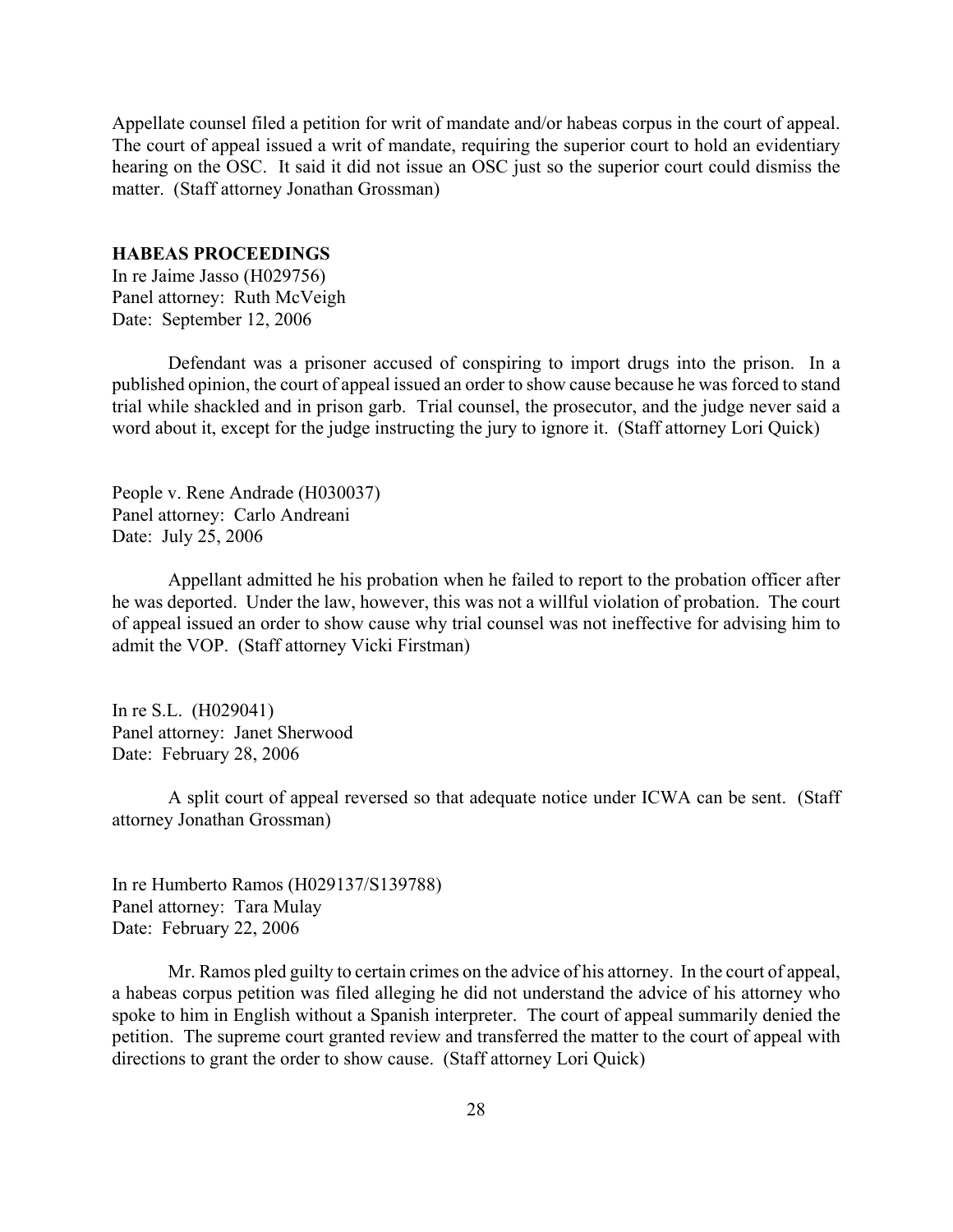Appellate counsel filed a petition for writ of mandate and/or habeas corpus in the court of appeal. The court of appeal issued a writ of mandate, requiring the superior court to hold an evidentiary hearing on the OSC. It said it did not issue an OSC just so the superior court could dismiss the matter. (Staff attorney Jonathan Grossman)

**HABEAS PROCEEDINGS**

In re Jaime Jasso (H029756)
Panel attorney: Ruth McVeigh
Date: September 12, 2006

Defendant was a prisoner accused of conspiring to import drugs into the prison. In a published opinion, the court of appeal issued an order to show cause because he was forced to stand trial while shackled and in prison garb. Trial counsel, the prosecutor, and the judge never said a word about it, except for the judge instructing the jury to ignore it. (Staff attorney Lori Quick)

People v. Rene Andrade (H030037)
Panel attorney: Carlo Andreani
Date: July 25, 2006

Appellant admitted he his probation when he failed to report to the probation officer after he was deported. Under the law, however, this was not a willful violation of probation. The court of appeal issued an order to show cause why trial counsel was not ineffective for advising him to admit the VOP. (Staff attorney Vicki Firstman)

In re S.L. (H029041)
Panel attorney: Janet Sherwood
Date: February 28, 2006

A split court of appeal reversed so that adequate notice under ICWA can be sent. (Staff attorney Jonathan Grossman)

In re Humberto Ramos (H029137/S139788)
Panel attorney: Tara Mulay
Date: February 22, 2006

Mr. Ramos pled guilty to certain crimes on the advice of his attorney. In the court of appeal, a habeas corpus petition was filed alleging he did not understand the advice of his attorney who spoke to him in English without a Spanish interpreter. The court of appeal summarily denied the petition. The supreme court granted review and transferred the matter to the court of appeal with directions to grant the order to show cause. (Staff attorney Lori Quick)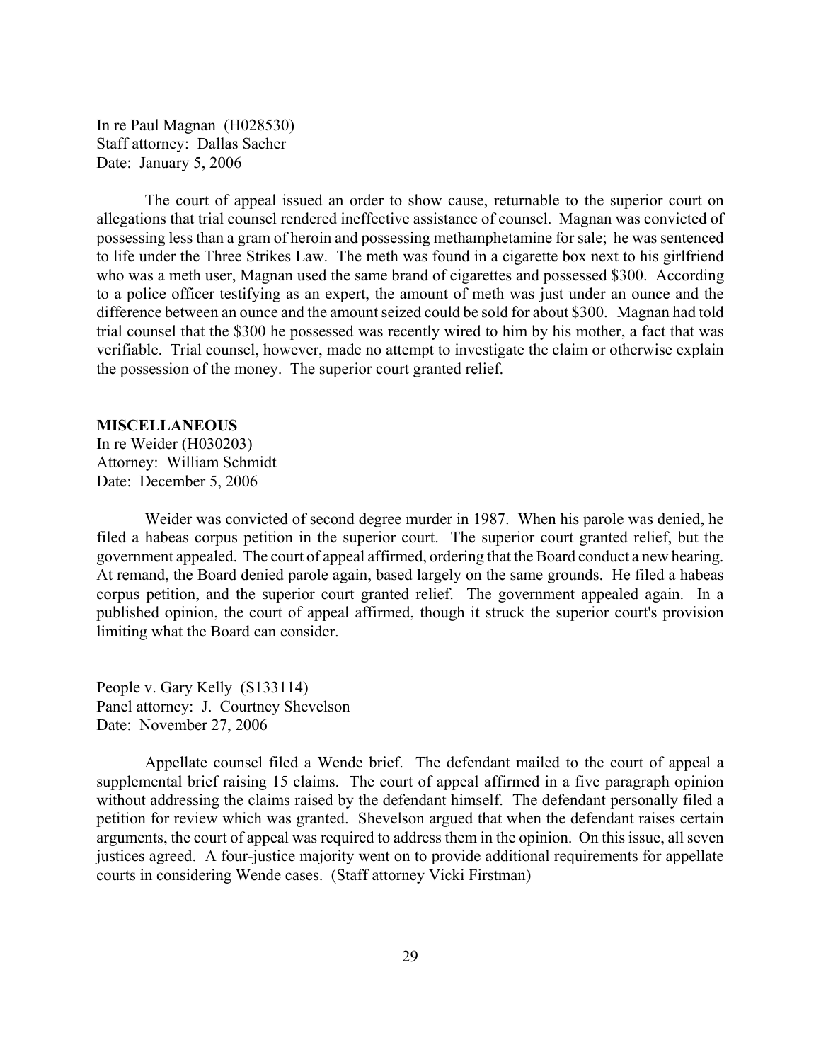In re Paul Magnan (H028530)
Staff attorney: Dallas Sacher
Date: January 5, 2006

The court of appeal issued an order to show cause, returnable to the superior court on allegations that trial counsel rendered ineffective assistance of counsel. Magnan was convicted of possessing less than a gram of heroin and possessing methamphetamine for sale; he was sentenced to life under the Three Strikes Law. The meth was found in a cigarette box next to his girlfriend who was a meth user, Magnan used the same brand of cigarettes and possessed $300. According to a police officer testifying as an expert, the amount of meth was just under an ounce and the difference between an ounce and the amount seized could be sold for about $300. Magnan had told trial counsel that the $300 he possessed was recently wired to him by his mother, a fact that was verifiable. Trial counsel, however, made no attempt to investigate the claim or otherwise explain the possession of the money. The superior court granted relief.

**MISCELLANEOUS**

In re Weider (H030203)
Attorney: William Schmidt
Date: December 5, 2006

Weider was convicted of second degree murder in 1987. When his parole was denied, he filed a habeas corpus petition in the superior court. The superior court granted relief, but the government appealed. The court of appeal affirmed, ordering that the Board conduct a new hearing. At remand, the Board denied parole again, based largely on the same grounds. He filed a habeas corpus petition, and the superior court granted relief. The government appealed again. In a published opinion, the court of appeal affirmed, though it struck the superior court's provision limiting what the Board can consider.

People v. Gary Kelly (S133114)
Panel attorney: J. Courtney Shevelson
Date: November 27, 2006

Appellate counsel filed a Wende brief. The defendant mailed to the court of appeal a supplemental brief raising 15 claims. The court of appeal affirmed in a five paragraph opinion without addressing the claims raised by the defendant himself. The defendant personally filed a petition for review which was granted. Shevelson argued that when the defendant raises certain arguments, the court of appeal was required to address them in the opinion. On this issue, all seven justices agreed. A four-justice majority went on to provide additional requirements for appellate courts in considering Wende cases. (Staff attorney Vicki Firstman)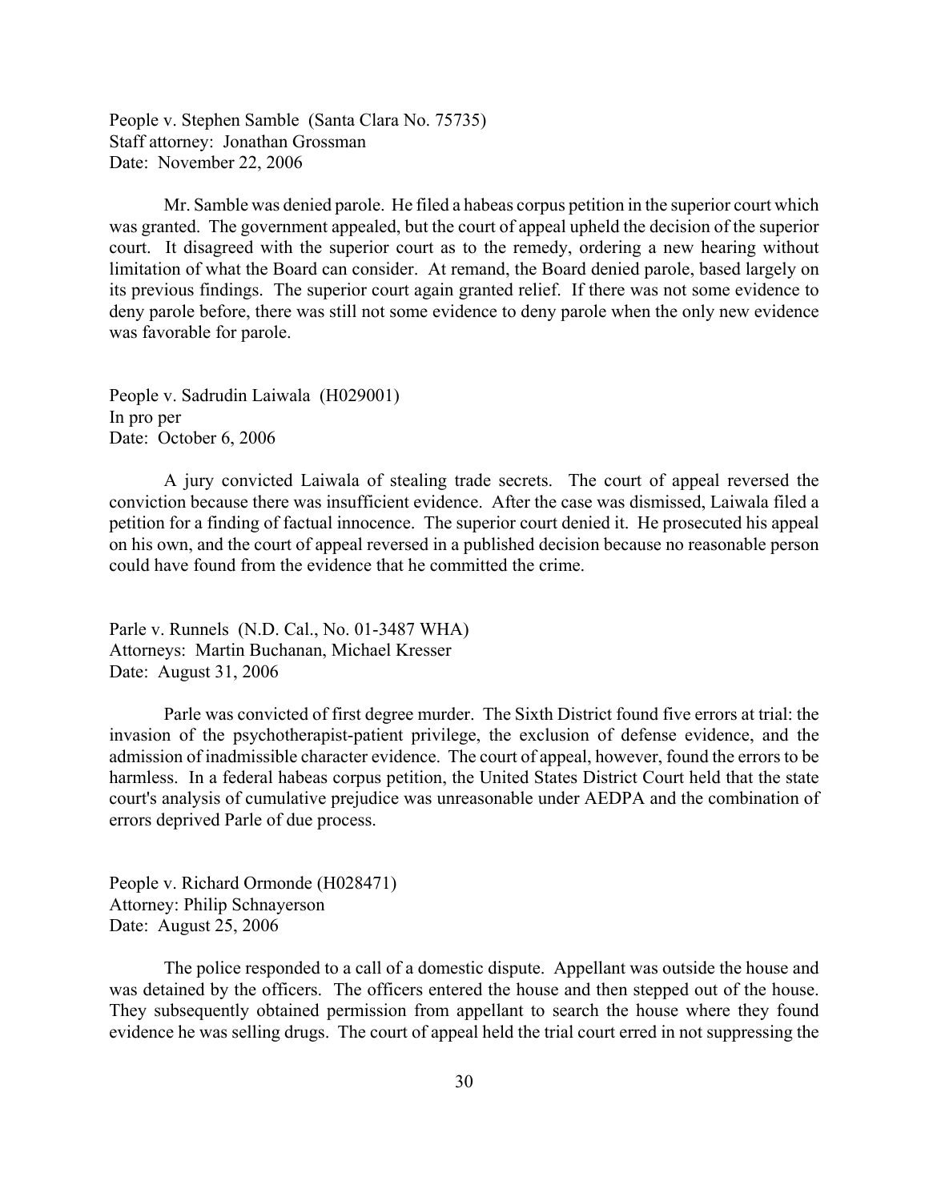People v. Stephen Samble (Santa Clara No. 75735)
Staff attorney: Jonathan Grossman
Date: November 22, 2006

Mr. Samble was denied parole. He filed a habeas corpus petition in the superior court which was granted. The government appealed, but the court of appeal upheld the decision of the superior court. It disagreed with the superior court as to the remedy, ordering a new hearing without limitation of what the Board can consider. At remand, the Board denied parole, based largely on its previous findings. The superior court again granted relief. If there was not some evidence to deny parole before, there was still not some evidence to deny parole when the only new evidence was favorable for parole.

People v. Sadrudin Laiwala (H029001)
In pro per
Date: October 6, 2006

A jury convicted Laiwala of stealing trade secrets. The court of appeal reversed the conviction because there was insufficient evidence. After the case was dismissed, Laiwala filed a petition for a finding of factual innocence. The superior court denied it. He prosecuted his appeal on his own, and the court of appeal reversed in a published decision because no reasonable person could have found from the evidence that he committed the crime.

Parle v. Runnels (N.D. Cal., No. 01-3487 WHA)
Attorneys: Martin Buchanan, Michael Kresser
Date: August 31, 2006

Parle was convicted of first degree murder. The Sixth District found five errors at trial: the invasion of the psychotherapist-patient privilege, the exclusion of defense evidence, and the admission of inadmissible character evidence. The court of appeal, however, found the errors to be harmless. In a federal habeas corpus petition, the United States District Court held that the state court's analysis of cumulative prejudice was unreasonable under AEDPA and the combination of errors deprived Parle of due process.

People v. Richard Ormonde (H028471)
Attorney: Philip Schnayerson
Date: August 25, 2006

The police responded to a call of a domestic dispute. Appellant was outside the house and was detained by the officers. The officers entered the house and then stepped out of the house. They subsequently obtained permission from appellant to search the house where they found evidence he was selling drugs. The court of appeal held the trial court erred in not suppressing the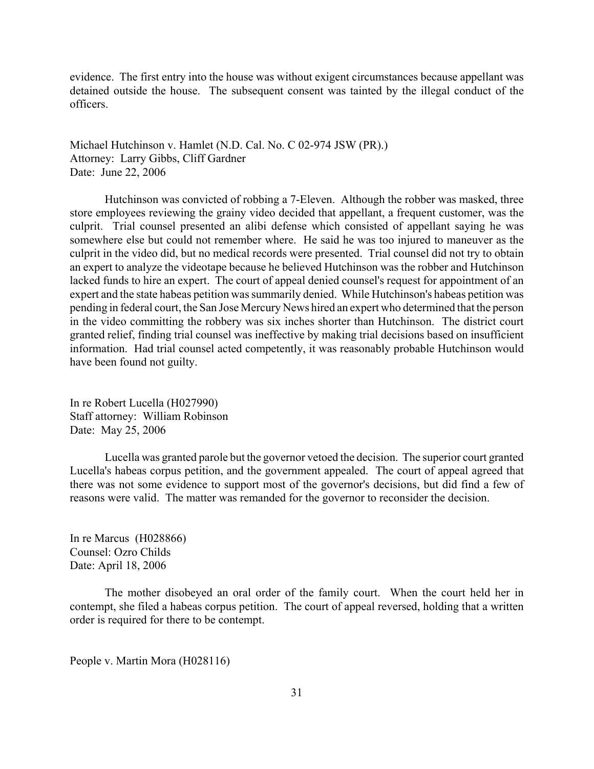evidence. The first entry into the house was without exigent circumstances because appellant was detained outside the house. The subsequent consent was tainted by the illegal conduct of the officers.

Michael Hutchinson v. Hamlet (N.D. Cal. No. C 02-974 JSW (PR).)
Attorney: Larry Gibbs, Cliff Gardner
Date: June 22, 2006

Hutchinson was convicted of robbing a 7-Eleven. Although the robber was masked, three store employees reviewing the grainy video decided that appellant, a frequent customer, was the culprit. Trial counsel presented an alibi defense which consisted of appellant saying he was somewhere else but could not remember where. He said he was too injured to maneuver as the culprit in the video did, but no medical records were presented. Trial counsel did not try to obtain an expert to analyze the videotape because he believed Hutchinson was the robber and Hutchinson lacked funds to hire an expert. The court of appeal denied counsel's request for appointment of an expert and the state habeas petition was summarily denied. While Hutchinson's habeas petition was pending in federal court, the San Jose Mercury News hired an expert who determined that the person in the video committing the robbery was six inches shorter than Hutchinson. The district court granted relief, finding trial counsel was ineffective by making trial decisions based on insufficient information. Had trial counsel acted competently, it was reasonably probable Hutchinson would have been found not guilty.

In re Robert Lucella (H027990)
Staff attorney: William Robinson
Date: May 25, 2006

Lucella was granted parole but the governor vetoed the decision. The superior court granted Lucella's habeas corpus petition, and the government appealed. The court of appeal agreed that there was not some evidence to support most of the governor's decisions, but did find a few of reasons were valid. The matter was remanded for the governor to reconsider the decision.

In re Marcus (H028866)
Counsel: Ozro Childs
Date: April 18, 2006

The mother disobeyed an oral order of the family court. When the court held her in contempt, she filed a habeas corpus petition. The court of appeal reversed, holding that a written order is required for there to be contempt.

People v. Martin Mora (H028116)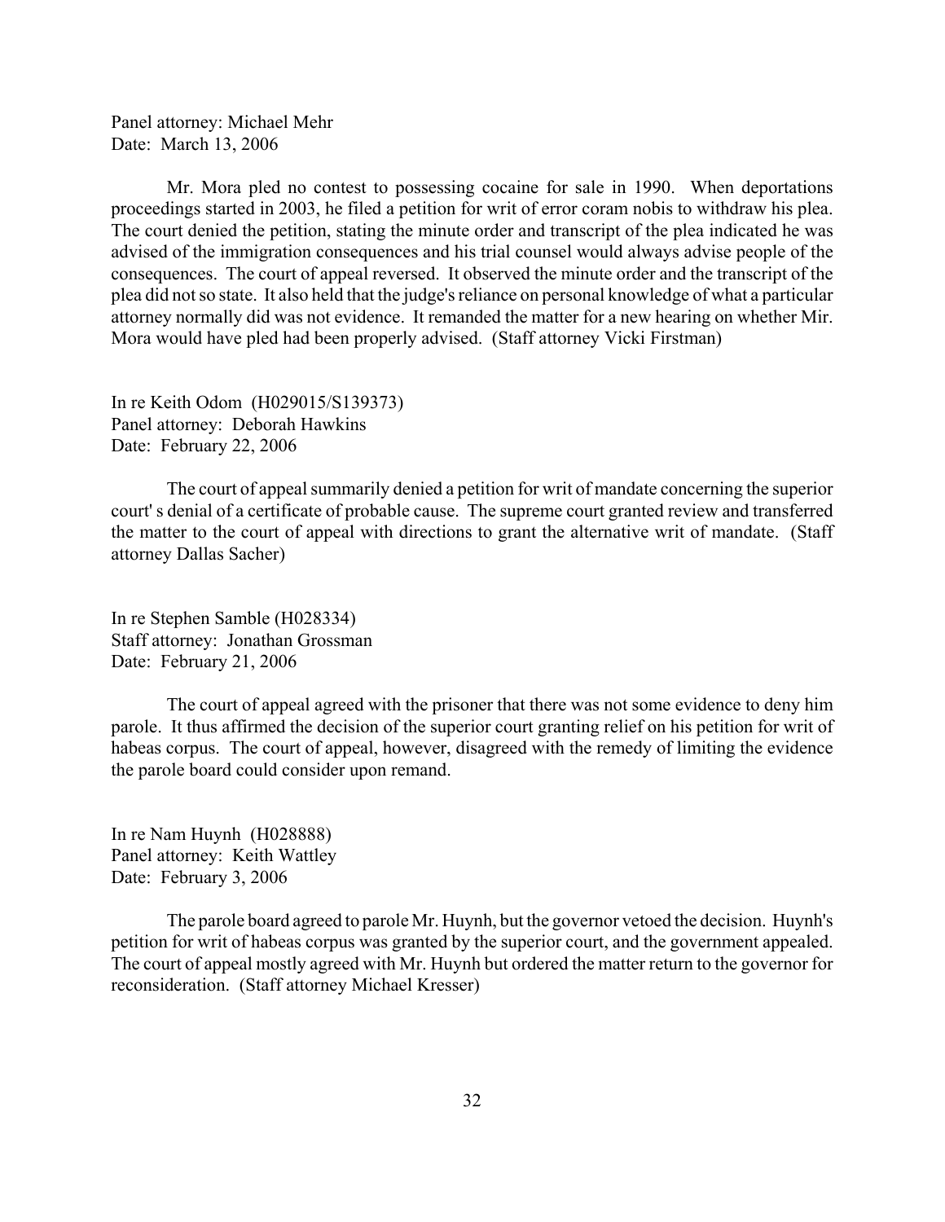Panel attorney: Michael Mehr
Date: March 13, 2006

Mr. Mora pled no contest to possessing cocaine for sale in 1990. When deportations proceedings started in 2003, he filed a petition for writ of error coram nobis to withdraw his plea. The court denied the petition, stating the minute order and transcript of the plea indicated he was advised of the immigration consequences and his trial counsel would always advise people of the consequences. The court of appeal reversed. It observed the minute order and the transcript of the plea did not so state. It also held that the judge's reliance on personal knowledge of what a particular attorney normally did was not evidence. It remanded the matter for a new hearing on whether Mir. Mora would have pled had been properly advised. (Staff attorney Vicki Firstman)

In re Keith Odom (H029015/S139373)
Panel attorney: Deborah Hawkins
Date: February 22, 2006

The court of appeal summarily denied a petition for writ of mandate concerning the superior court' s denial of a certificate of probable cause. The supreme court granted review and transferred the matter to the court of appeal with directions to grant the alternative writ of mandate. (Staff attorney Dallas Sacher)

In re Stephen Samble (H028334)
Staff attorney: Jonathan Grossman
Date: February 21, 2006

The court of appeal agreed with the prisoner that there was not some evidence to deny him parole. It thus affirmed the decision of the superior court granting relief on his petition for writ of habeas corpus. The court of appeal, however, disagreed with the remedy of limiting the evidence the parole board could consider upon remand.

In re Nam Huynh (H028888)
Panel attorney: Keith Wattley
Date: February 3, 2006

The parole board agreed to parole Mr. Huynh, but the governor vetoed the decision. Huynh's petition for writ of habeas corpus was granted by the superior court, and the government appealed. The court of appeal mostly agreed with Mr. Huynh but ordered the matter return to the governor for reconsideration. (Staff attorney Michael Kresser)